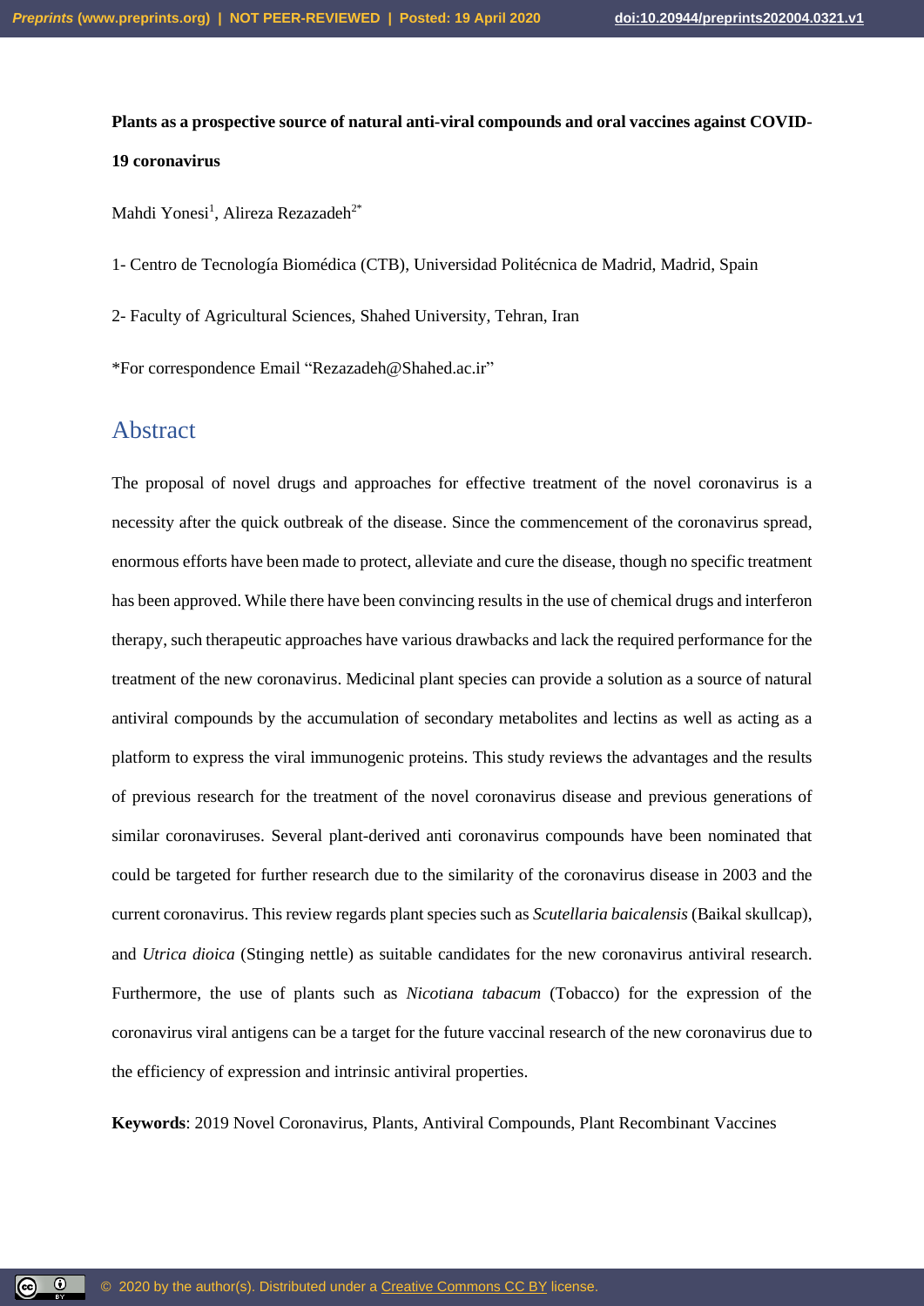**Plants as a prospective source of natural anti-viral compounds and oral vaccines against COVID-19 coronavirus**

Mahdi Yonesi[1], Alireza Rezazadeh[2*]

1- Centro de Tecnología Biomédica (CTB), Universidad Politécnica de Madrid, Madrid, Spain

2- Faculty of Agricultural Sciences, Shahed University, Tehran, Iran

*For correspondence Email "Rezazadeh@Shahed.ac.ir"

# Abstract

The proposal of novel drugs and approaches for effective treatment of the novel coronavirus is a necessity after the quick outbreak of the disease. Since the commencement of the coronavirus spread, enormous efforts have been made to protect, alleviate and cure the disease, though no specific treatment has been approved. While there have been convincing results in the use of chemical drugs and interferon therapy, such therapeutic approaches have various drawbacks and lack the required performance for the treatment of the new coronavirus. Medicinal plant species can provide a solution as a source of natural antiviral compounds by the accumulation of secondary metabolites and lectins as well as acting as a platform to express the viral immunogenic proteins. This study reviews the advantages and the results of previous research for the treatment of the novel coronavirus disease and previous generations of similar coronaviruses. Several plant-derived anti coronavirus compounds have been nominated that could be targeted for further research due to the similarity of the coronavirus disease in 2003 and the current coronavirus. This review regards plant species such as *Scutellaria baicalensis* (Baikal skullcap), and *Utrica dioica* (Stinging nettle) as suitable candidates for the new coronavirus antiviral research. Furthermore, the use of plants such as *Nicotiana tabacum* (Tobacco) for the expression of the coronavirus viral antigens can be a target for the future vaccinal research of the new coronavirus due to the efficiency of expression and intrinsic antiviral properties.

**Keywords**: 2019 Novel Coronavirus, Plants, Antiviral Compounds, Plant Recombinant Vaccines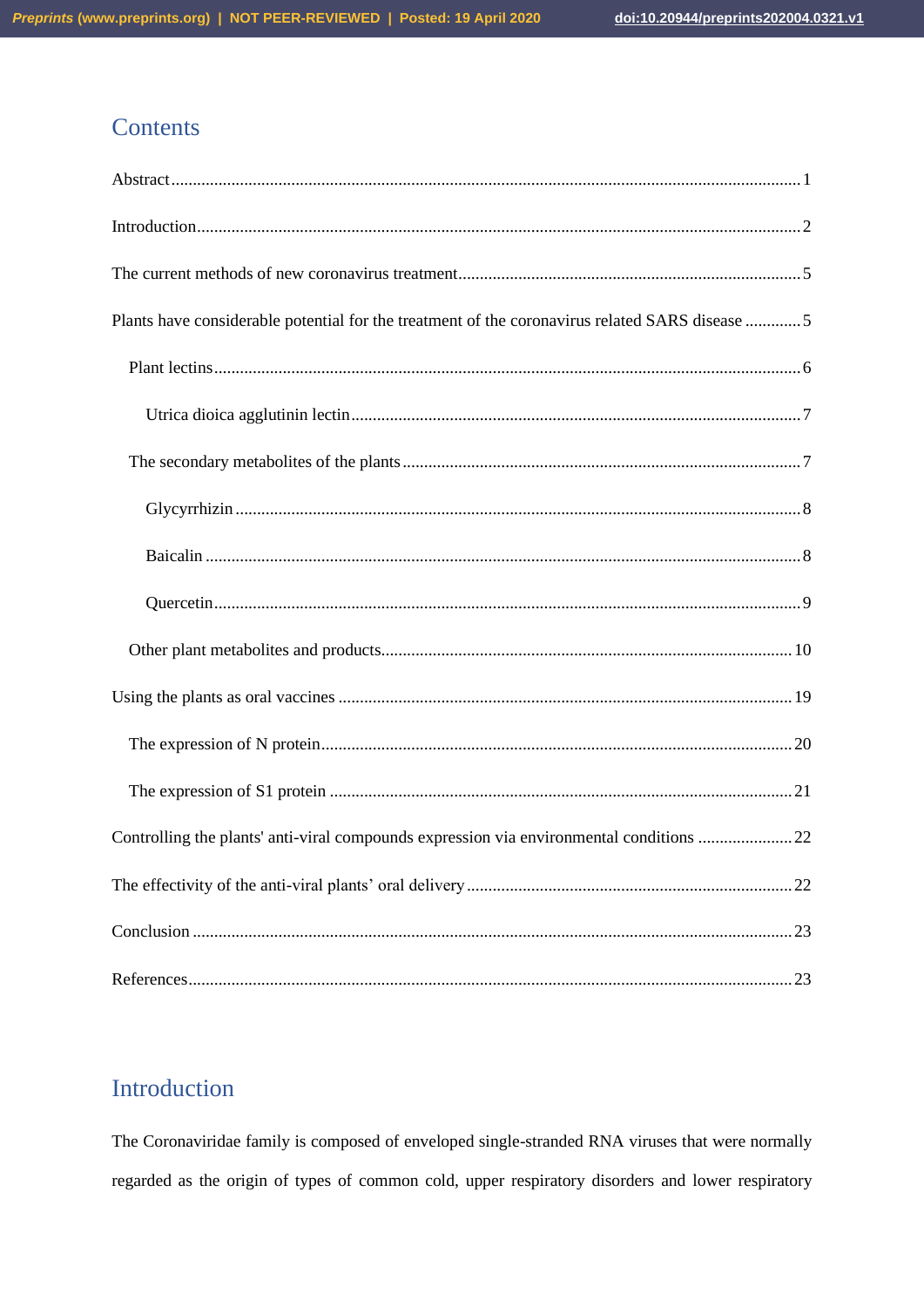## Contents

Abstract........................................................................................................................................1

Introduction...................................................................................................................................2

The current methods of new coronavirus treatment.....................................................................5

Plants have considerable potential for the treatment of the coronavirus related SARS disease .............5

Plant lectins...............................................................................................................................6

Utrica dioica agglutinin lectin.................................................................................................7

The secondary metabolites of the plants.....................................................................................7

Glycyrrhizin...........................................................................................................................8

Baicalin ................................................................................................................................8

Quercetin..............................................................................................................................9

Other plant metabolites and products........................................................................................10

Using the plants as oral vaccines ..............................................................................................19

The expression of N protein....................................................................................................20

The expression of S1 protein ..................................................................................................21

Controlling the plants' anti-viral compounds expression via environmental conditions ......................22

The effectivity of the anti-viral plants' oral delivery....................................................................22

Conclusion .................................................................................................................................23

References..................................................................................................................................23

## Introduction

The Coronaviridae family is composed of enveloped single-stranded RNA viruses that were normally regarded as the origin of types of common cold, upper respiratory disorders and lower respiratory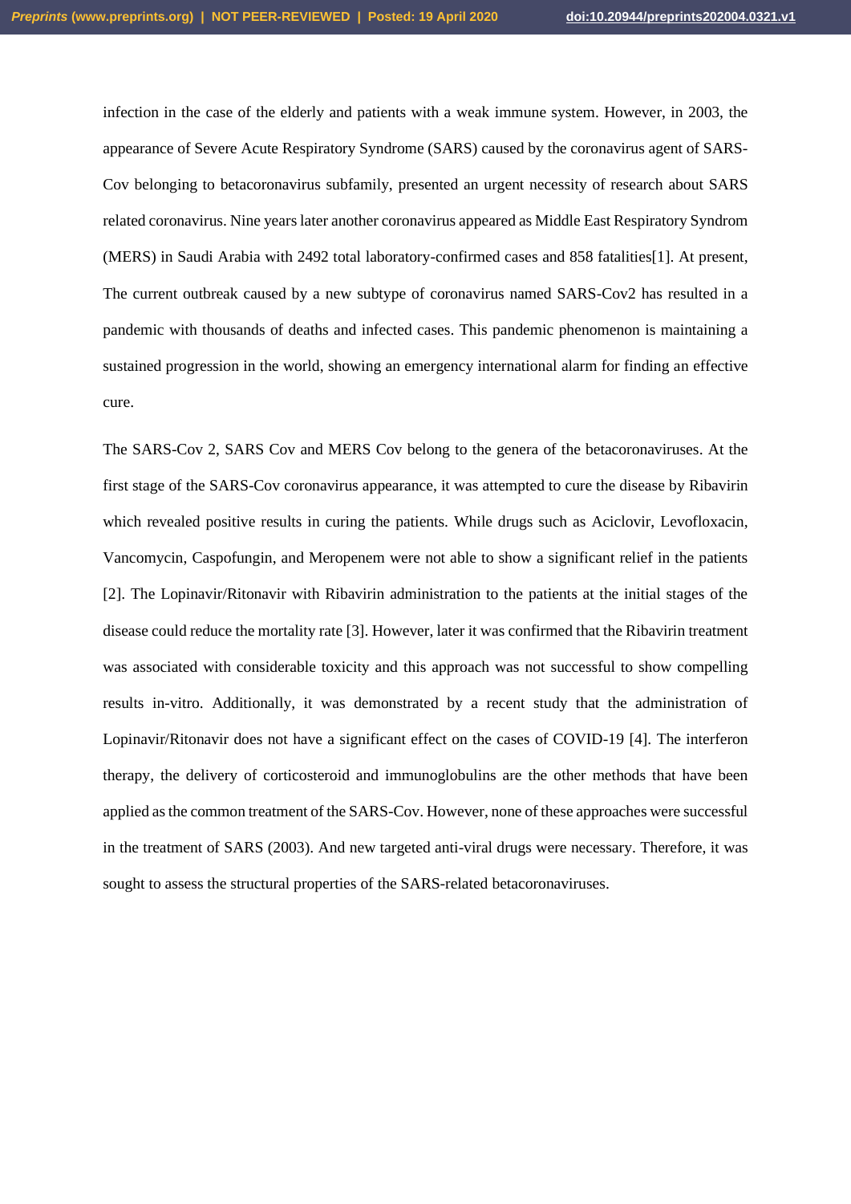infection in the case of the elderly and patients with a weak immune system. However, in 2003, the appearance of Severe Acute Respiratory Syndrome (SARS) caused by the coronavirus agent of SARS-Cov belonging to betacoronavirus subfamily, presented an urgent necessity of research about SARS related coronavirus. Nine years later another coronavirus appeared as Middle East Respiratory Syndrom (MERS) in Saudi Arabia with 2492 total laboratory-confirmed cases and 858 fatalities[1]. At present, The current outbreak caused by a new subtype of coronavirus named SARS-Cov2 has resulted in a pandemic with thousands of deaths and infected cases. This pandemic phenomenon is maintaining a sustained progression in the world, showing an emergency international alarm for finding an effective cure.

The SARS-Cov 2, SARS Cov and MERS Cov belong to the genera of the betacoronaviruses. At the first stage of the SARS-Cov coronavirus appearance, it was attempted to cure the disease by Ribavirin which revealed positive results in curing the patients. While drugs such as Aciclovir, Levofloxacin, Vancomycin, Caspofungin, and Meropenem were not able to show a significant relief in the patients [2]. The Lopinavir/Ritonavir with Ribavirin administration to the patients at the initial stages of the disease could reduce the mortality rate [3]. However, later it was confirmed that the Ribavirin treatment was associated with considerable toxicity and this approach was not successful to show compelling results in-vitro. Additionally, it was demonstrated by a recent study that the administration of Lopinavir/Ritonavir does not have a significant effect on the cases of COVID-19 [4]. The interferon therapy, the delivery of corticosteroid and immunoglobulins are the other methods that have been applied as the common treatment of the SARS-Cov. However, none of these approaches were successful in the treatment of SARS (2003). And new targeted anti-viral drugs were necessary. Therefore, it was sought to assess the structural properties of the SARS-related betacoronaviruses.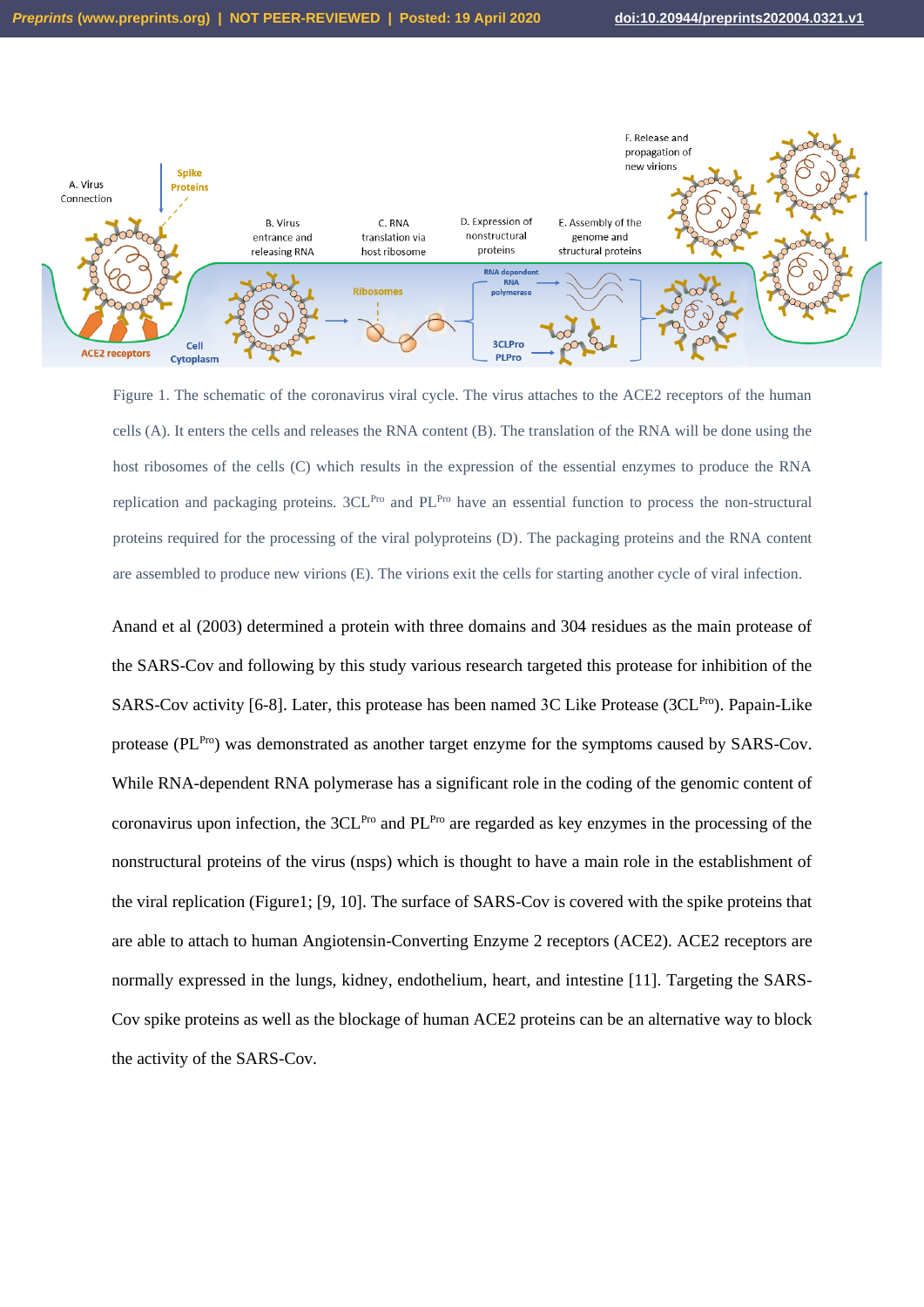A. Virus Connection

Spike Proteins

ACE2 receptors

Cell Cytoplasm

B. Virus entrance and releasing RNA

C. RNA translation via host ribosome

Ribosomes

D. Expression of nonstructural proteins

RNA dependent RNA polymerase

3CLPro PLPro

E. Assembly of the genome and structural proteins

F. Release and propagation of new virions

Figure 1. The schematic of the coronavirus viral cycle. The virus attaches to the ACE2 receptors of the human cells (A). It enters the cells and releases the RNA content (B). The translation of the RNA will be done using the host ribosomes of the cells (C) which results in the expression of the essential enzymes to produce the RNA replication and packaging proteins. $3CL^{Pro}$ and $PL^{Pro}$ have an essential function to process the non-structural proteins required for the processing of the viral polyproteins (D). The packaging proteins and the RNA content are assembled to produce new virions (E). The virions exit the cells for starting another cycle of viral infection.

Anand et al (2003) determined a protein with three domains and 304 residues as the main protease of the SARS-Cov and following by this study various research targeted this protease for inhibition of the SARS-Cov activity [6-8]. Later, this protease has been named 3C Like Protease ($3CL^{Pro}$). Papain-Like protease ($PL^{Pro}$) was demonstrated as another target enzyme for the symptoms caused by SARS-Cov. While RNA-dependent RNA polymerase has a significant role in the coding of the genomic content of coronavirus upon infection, the $3CL^{Pro}$ and $PL^{Pro}$ are regarded as key enzymes in the processing of the nonstructural proteins of the virus (nsps) which is thought to have a main role in the establishment of the viral replication (Figure1; [9, 10]. The surface of SARS-Cov is covered with the spike proteins that are able to attach to human Angiotensin-Converting Enzyme 2 receptors (ACE2). ACE2 receptors are normally expressed in the lungs, kidney, endothelium, heart, and intestine [11]. Targeting the SARS-Cov spike proteins as well as the blockage of human ACE2 proteins can be an alternative way to block the activity of the SARS-Cov.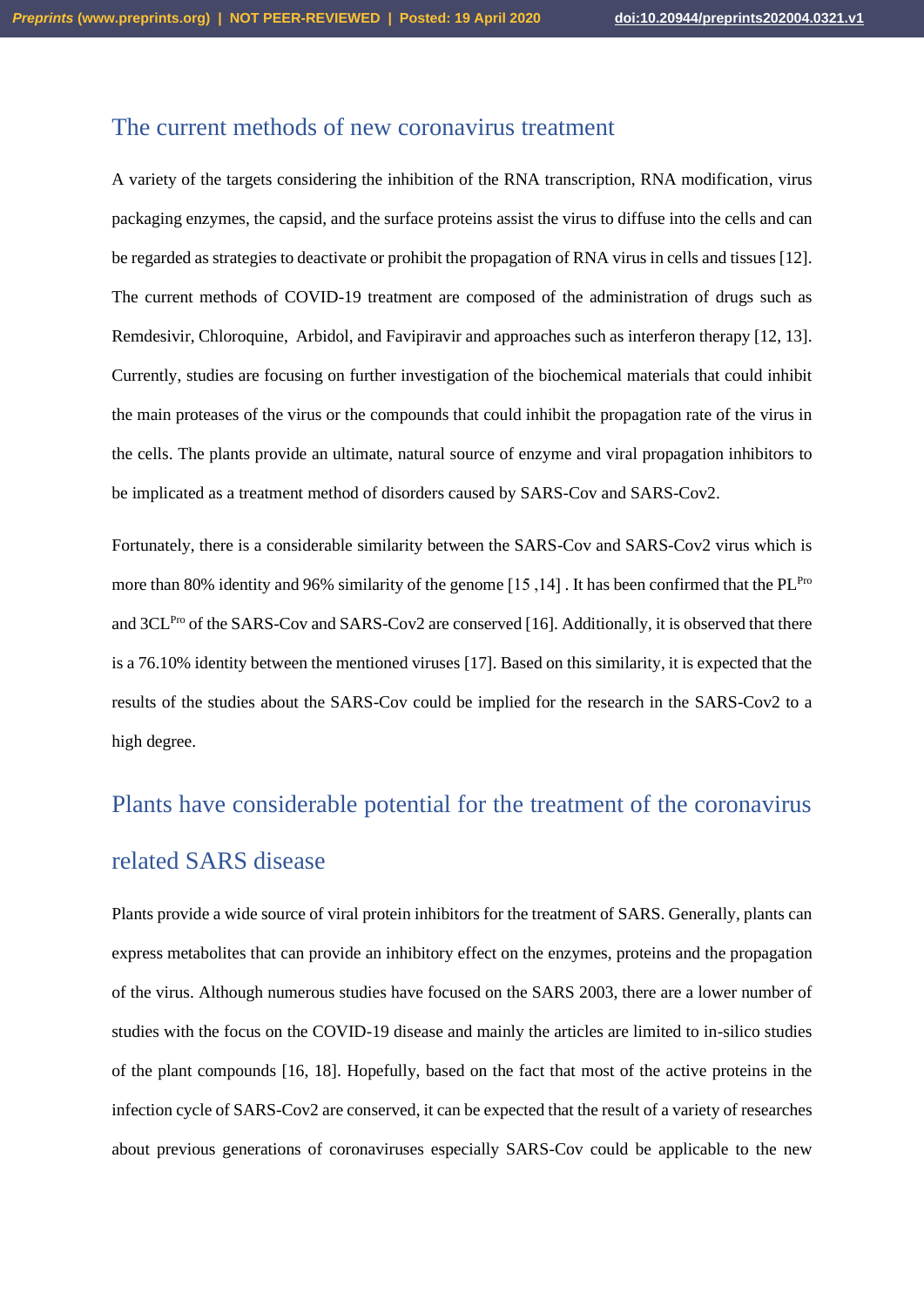## The current methods of new coronavirus treatment

A variety of the targets considering the inhibition of the RNA transcription, RNA modification, virus packaging enzymes, the capsid, and the surface proteins assist the virus to diffuse into the cells and can be regarded as strategies to deactivate or prohibit the propagation of RNA virus in cells and tissues [12]. The current methods of COVID-19 treatment are composed of the administration of drugs such as Remdesivir, Chloroquine, Arbidol, and Favipiravir and approaches such as interferon therapy [12, 13]. Currently, studies are focusing on further investigation of the biochemical materials that could inhibit the main proteases of the virus or the compounds that could inhibit the propagation rate of the virus in the cells. The plants provide an ultimate, natural source of enzyme and viral propagation inhibitors to be implicated as a treatment method of disorders caused by SARS-Cov and SARS-Cov2.

Fortunately, there is a considerable similarity between the SARS-Cov and SARS-Cov2 virus which is more than 80% identity and 96% similarity of the genome [15 ,14] . It has been confirmed that the $PL^{Pro}$ and $3CL^{Pro}$ of the SARS-Cov and SARS-Cov2 are conserved [16]. Additionally, it is observed that there is a 76.10% identity between the mentioned viruses [17]. Based on this similarity, it is expected that the results of the studies about the SARS-Cov could be implied for the research in the SARS-Cov2 to a high degree.

## Plants have considerable potential for the treatment of the coronavirus related SARS disease

Plants provide a wide source of viral protein inhibitors for the treatment of SARS. Generally, plants can express metabolites that can provide an inhibitory effect on the enzymes, proteins and the propagation of the virus. Although numerous studies have focused on the SARS 2003, there are a lower number of studies with the focus on the COVID-19 disease and mainly the articles are limited to in-silico studies of the plant compounds [16, 18]. Hopefully, based on the fact that most of the active proteins in the infection cycle of SARS-Cov2 are conserved, it can be expected that the result of a variety of researches about previous generations of coronaviruses especially SARS-Cov could be applicable to the new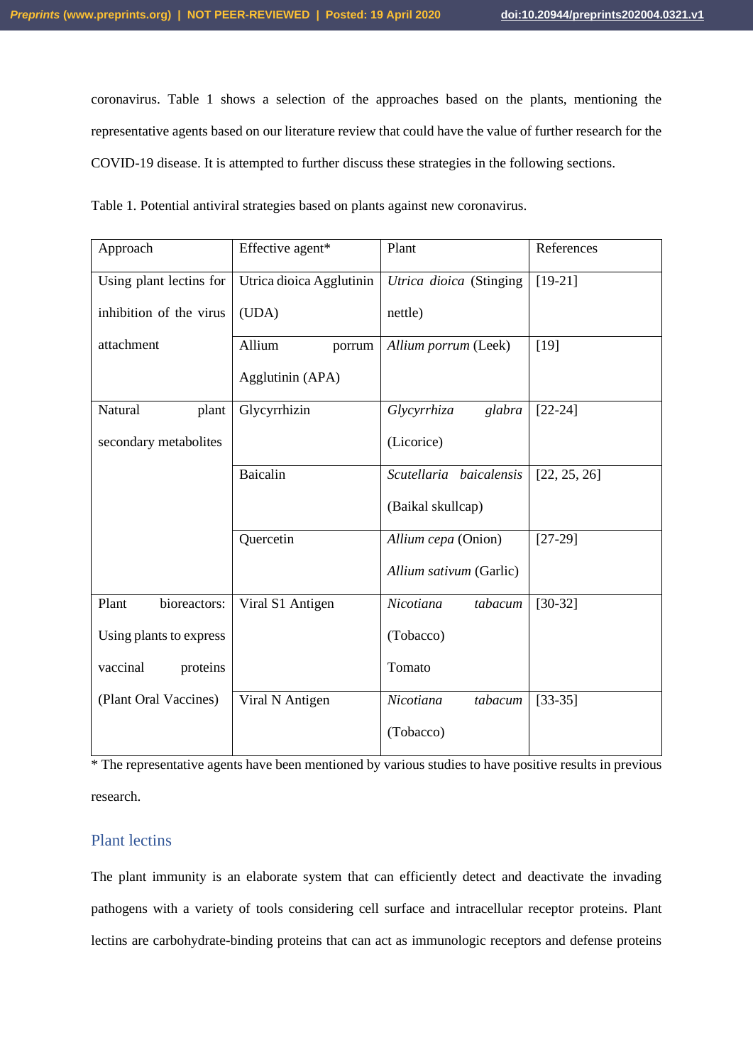coronavirus. Table 1 shows a selection of the approaches based on the plants, mentioning the representative agents based on our literature review that could have the value of further research for the COVID-19 disease. It is attempted to further discuss these strategies in the following sections.

Table 1. Potential antiviral strategies based on plants against new coronavirus.

| Approach | Effective agent* | Plant | References |
|---|---|---|---|
| Using plant lectins for inhibition of the virus attachment | Utrica dioica Agglutinin (UDA) | *Utrica dioica* (Stinging nettle) | [19-21] |
| | Allium porrum Agglutinin (APA) | *Allium porrum* (Leek) | [19] |
| Natural plant secondary metabolites | Glycyrrhizin | *Glycyrrhiza glabra* (Licorice) | [22-24] |
| | Baicalin | *Scutellaria baicalensis* (Baikal skullcap) | [22, 25, 26] |
| | Quercetin | *Allium cepa* (Onion) *Allium sativum* (Garlic) | [27-29] |
| Plant bioreactors: Using plants to express vaccinal proteins (Plant Oral Vaccines) | Viral S1 Antigen | *Nicotiana tabacum* (Tobacco) Tomato | [30-32] |
| | Viral N Antigen | *Nicotiana tabacum* (Tobacco) | [33-35] |

* The representative agents have been mentioned by various studies to have positive results in previous research.

## Plant lectins

The plant immunity is an elaborate system that can efficiently detect and deactivate the invading pathogens with a variety of tools considering cell surface and intracellular receptor proteins. Plant lectins are carbohydrate-binding proteins that can act as immunologic receptors and defense proteins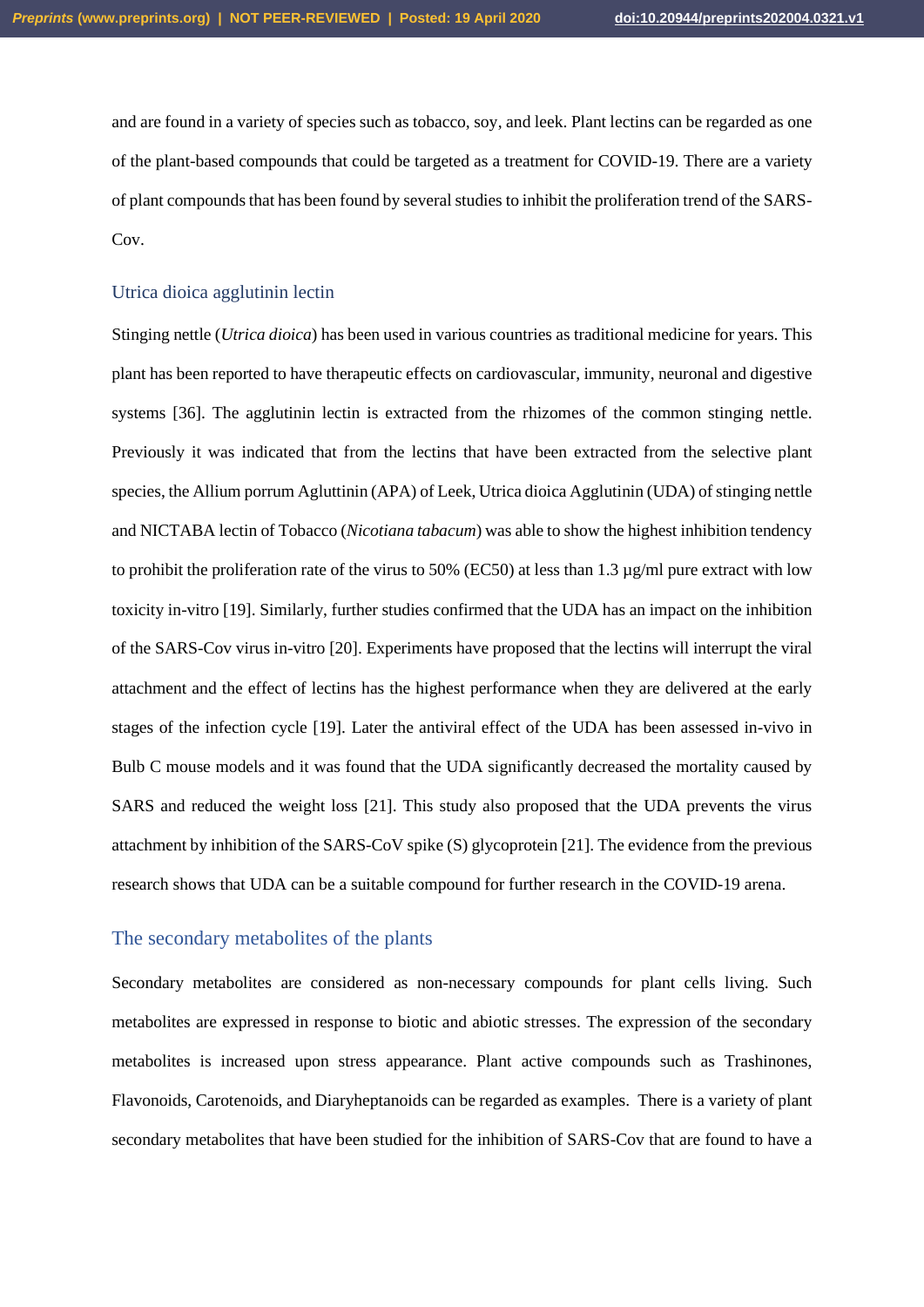and are found in a variety of species such as tobacco, soy, and leek. Plant lectins can be regarded as one of the plant-based compounds that could be targeted as a treatment for COVID-19. There are a variety of plant compounds that has been found by several studies to inhibit the proliferation trend of the SARS-Cov.

## Utrica dioica agglutinin lectin

Stinging nettle (*Utrica dioica*) has been used in various countries as traditional medicine for years. This plant has been reported to have therapeutic effects on cardiovascular, immunity, neuronal and digestive systems [36]. The agglutinin lectin is extracted from the rhizomes of the common stinging nettle. Previously it was indicated that from the lectins that have been extracted from the selective plant species, the Allium porrum Agluttinin (APA) of Leek, Utrica dioica Agglutinin (UDA) of stinging nettle and NICTABA lectin of Tobacco (*Nicotiana tabacum*) was able to show the highest inhibition tendency to prohibit the proliferation rate of the virus to 50% (EC50) at less than 1.3 µg/ml pure extract with low toxicity in-vitro [19]. Similarly, further studies confirmed that the UDA has an impact on the inhibition of the SARS-Cov virus in-vitro [20]. Experiments have proposed that the lectins will interrupt the viral attachment and the effect of lectins has the highest performance when they are delivered at the early stages of the infection cycle [19]. Later the antiviral effect of the UDA has been assessed in-vivo in Bulb C mouse models and it was found that the UDA significantly decreased the mortality caused by SARS and reduced the weight loss [21]. This study also proposed that the UDA prevents the virus attachment by inhibition of the SARS-CoV spike (S) glycoprotein [21]. The evidence from the previous research shows that UDA can be a suitable compound for further research in the COVID-19 arena.

## The secondary metabolites of the plants

Secondary metabolites are considered as non-necessary compounds for plant cells living. Such metabolites are expressed in response to biotic and abiotic stresses. The expression of the secondary metabolites is increased upon stress appearance. Plant active compounds such as Trashinones, Flavonoids, Carotenoids, and Diaryheptanoids can be regarded as examples. There is a variety of plant secondary metabolites that have been studied for the inhibition of SARS-Cov that are found to have a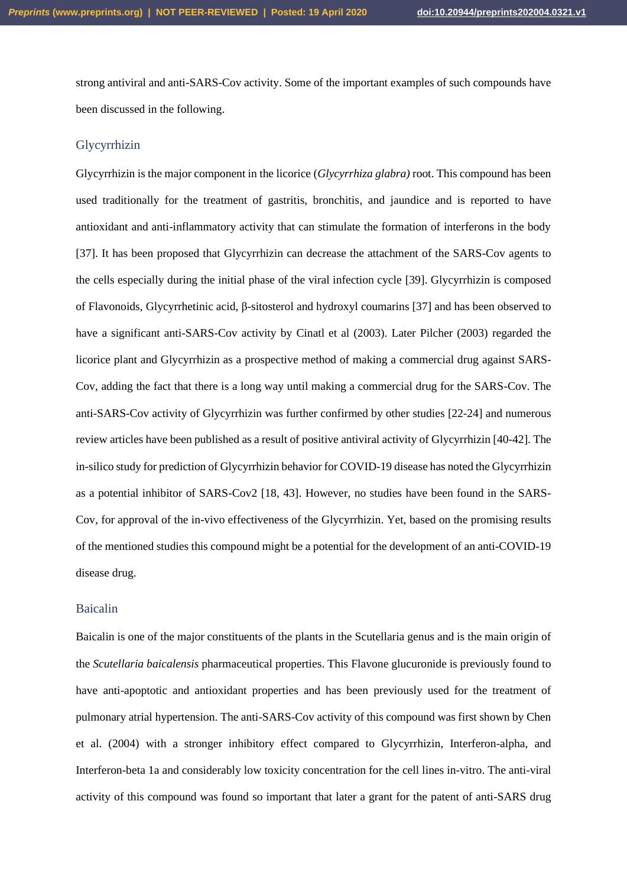strong antiviral and anti-SARS-Cov activity. Some of the important examples of such compounds have been discussed in the following.

## Glycyrrhizin

Glycyrrhizin is the major component in the licorice (*Glycyrrhiza glabra)* root. This compound has been used traditionally for the treatment of gastritis, bronchitis, and jaundice and is reported to have antioxidant and anti-inflammatory activity that can stimulate the formation of interferons in the body [37]. It has been proposed that Glycyrrhizin can decrease the attachment of the SARS-Cov agents to the cells especially during the initial phase of the viral infection cycle [39]. Glycyrrhizin is composed of Flavonoids, Glycyrrhetinic acid, β-sitosterol and hydroxyl coumarins [37] and has been observed to have a significant anti-SARS-Cov activity by Cinatl et al (2003). Later Pilcher (2003) regarded the licorice plant and Glycyrrhizin as a prospective method of making a commercial drug against SARS-Cov, adding the fact that there is a long way until making a commercial drug for the SARS-Cov. The anti-SARS-Cov activity of Glycyrrhizin was further confirmed by other studies [22-24] and numerous review articles have been published as a result of positive antiviral activity of Glycyrrhizin [40-42]. The in-silico study for prediction of Glycyrrhizin behavior for COVID-19 disease has noted the Glycyrrhizin as a potential inhibitor of SARS-Cov2 [18, 43]. However, no studies have been found in the SARS-Cov, for approval of the in-vivo effectiveness of the Glycyrrhizin. Yet, based on the promising results of the mentioned studies this compound might be a potential for the development of an anti-COVID-19 disease drug.

## Baicalin

Baicalin is one of the major constituents of the plants in the Scutellaria genus and is the main origin of the *Scutellaria baicalensis* pharmaceutical properties. This Flavone glucuronide is previously found to have anti-apoptotic and antioxidant properties and has been previously used for the treatment of pulmonary atrial hypertension. The anti-SARS-Cov activity of this compound was first shown by Chen et al. (2004) with a stronger inhibitory effect compared to Glycyrrhizin, Interferon-alpha, and Interferon-beta 1a and considerably low toxicity concentration for the cell lines in-vitro. The anti-viral activity of this compound was found so important that later a grant for the patent of anti-SARS drug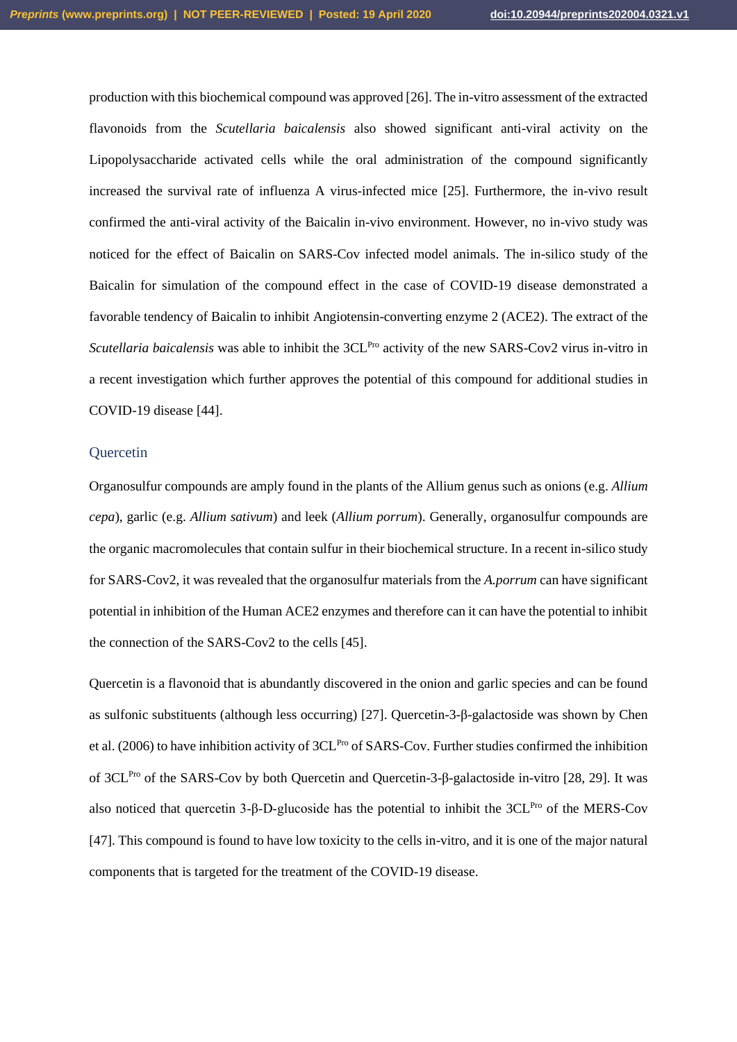production with this biochemical compound was approved [26]. The in-vitro assessment of the extracted flavonoids from the *Scutellaria baicalensis* also showed significant anti-viral activity on the Lipopolysaccharide activated cells while the oral administration of the compound significantly increased the survival rate of influenza A virus-infected mice [25]. Furthermore, the in-vivo result confirmed the anti-viral activity of the Baicalin in-vivo environment. However, no in-vivo study was noticed for the effect of Baicalin on SARS-Cov infected model animals. The in-silico study of the Baicalin for simulation of the compound effect in the case of COVID-19 disease demonstrated a favorable tendency of Baicalin to inhibit Angiotensin-converting enzyme 2 (ACE2). The extract of the *Scutellaria baicalensis* was able to inhibit the $3CL^{Pro}$ activity of the new SARS-Cov2 virus in-vitro in a recent investigation which further approves the potential of this compound for additional studies in COVID-19 disease [44].

## Quercetin

Organosulfur compounds are amply found in the plants of the Allium genus such as onions (e.g. *Allium cepa*), garlic (e.g. *Allium sativum*) and leek (*Allium porrum*). Generally, organosulfur compounds are the organic macromolecules that contain sulfur in their biochemical structure. In a recent in-silico study for SARS-Cov2, it was revealed that the organosulfur materials from the *A.porrum* can have significant potential in inhibition of the Human ACE2 enzymes and therefore can it can have the potential to inhibit the connection of the SARS-Cov2 to the cells [45].

Quercetin is a flavonoid that is abundantly discovered in the onion and garlic species and can be found as sulfonic substituents (although less occurring) [27]. Quercetin-3-β-galactoside was shown by Chen et al. (2006) to have inhibition activity of $3CL^{Pro}$ of SARS-Cov. Further studies confirmed the inhibition of $3CL^{Pro}$ of the SARS-Cov by both Quercetin and Quercetin-3-β-galactoside in-vitro [28, 29]. It was also noticed that quercetin 3-β-D-glucoside has the potential to inhibit the $3CL^{Pro}$ of the MERS-Cov [47]. This compound is found to have low toxicity to the cells in-vitro, and it is one of the major natural components that is targeted for the treatment of the COVID-19 disease.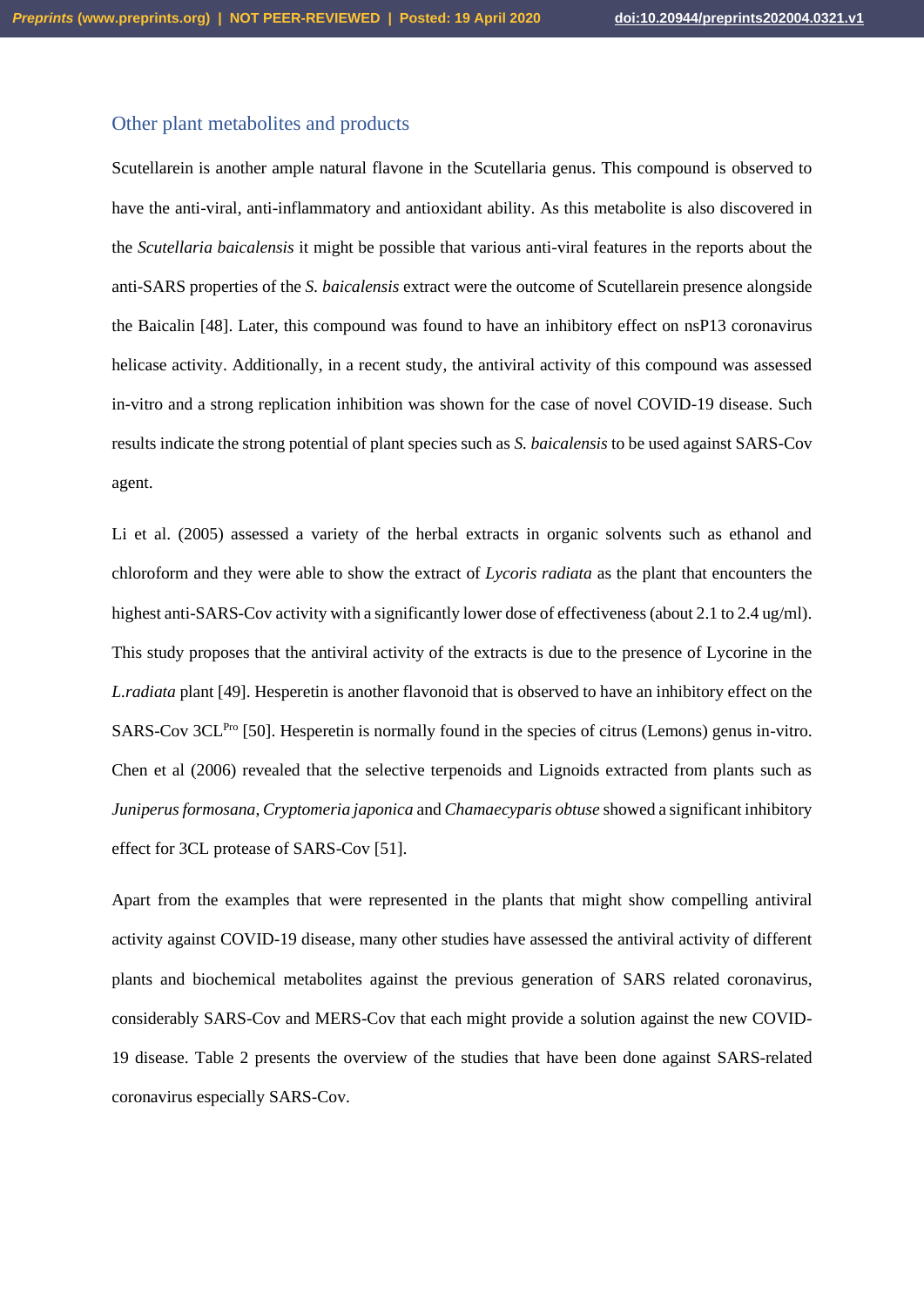## Other plant metabolites and products

Scutellarein is another ample natural flavone in the Scutellaria genus. This compound is observed to have the anti-viral, anti-inflammatory and antioxidant ability. As this metabolite is also discovered in the *Scutellaria baicalensis* it might be possible that various anti-viral features in the reports about the anti-SARS properties of the *S. baicalensis* extract were the outcome of Scutellarein presence alongside the Baicalin [48]. Later, this compound was found to have an inhibitory effect on nsP13 coronavirus helicase activity. Additionally, in a recent study, the antiviral activity of this compound was assessed in-vitro and a strong replication inhibition was shown for the case of novel COVID-19 disease. Such results indicate the strong potential of plant species such as *S. baicalensis* to be used against SARS-Cov agent.

Li et al. (2005) assessed a variety of the herbal extracts in organic solvents such as ethanol and chloroform and they were able to show the extract of *Lycoris radiata* as the plant that encounters the highest anti-SARS-Cov activity with a significantly lower dose of effectiveness (about 2.1 to 2.4 ug/ml). This study proposes that the antiviral activity of the extracts is due to the presence of Lycorine in the *L.radiata* plant [49]. Hesperetin is another flavonoid that is observed to have an inhibitory effect on the SARS-Cov $3CL^{Pro}$ [50]. Hesperetin is normally found in the species of citrus (Lemons) genus in-vitro. Chen et al (2006) revealed that the selective terpenoids and Lignoids extracted from plants such as *Juniperus formosana*, *Cryptomeria japonica* and *Chamaecyparis obtuse* showed a significant inhibitory effect for 3CL protease of SARS-Cov [51].

Apart from the examples that were represented in the plants that might show compelling antiviral activity against COVID-19 disease, many other studies have assessed the antiviral activity of different plants and biochemical metabolites against the previous generation of SARS related coronavirus, considerably SARS-Cov and MERS-Cov that each might provide a solution against the new COVID-19 disease. Table 2 presents the overview of the studies that have been done against SARS-related coronavirus especially SARS-Cov.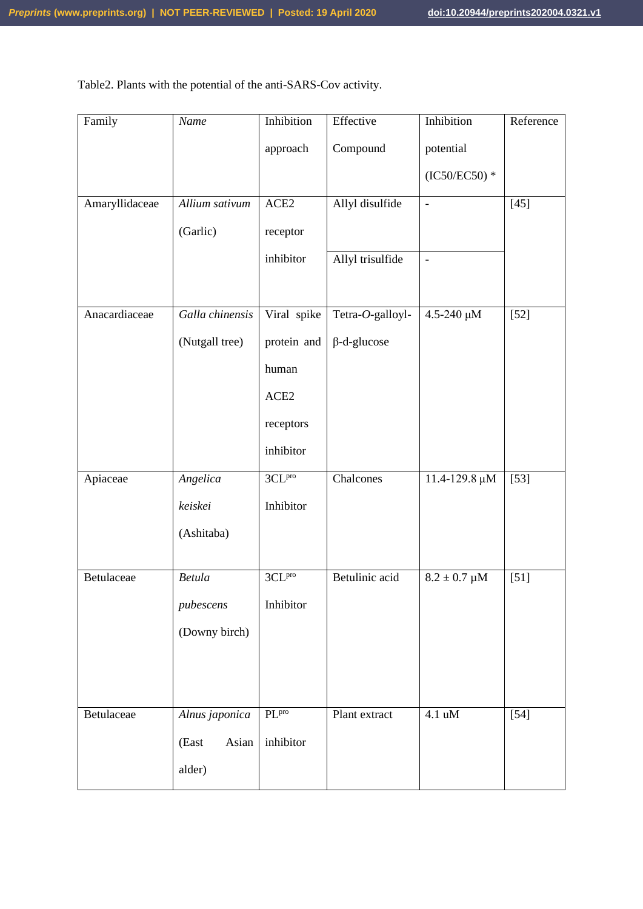Table2. Plants with the potential of the anti-SARS-Cov activity.

| Family | *Name* | Inhibition approach | Effective Compound | Inhibition potential (IC50/EC50) * | Reference |
|---|---|---|---|---|---|
| Amaryllidaceae | *Allium sativum* (Garlic) | ACE2 receptor inhibitor | Allyl disulfide | - | [45] |
| | | | Allyl trisulfide | - | |
| Anacardiaceae | *Galla chinensis* (Nutgall tree) | Viral spike protein and human ACE2 receptors inhibitor | Tetra-*O*-galloyl-β-d-glucose | 4.5-240 μM | [52] |
| Apiaceae | *Angelica keiskei* (Ashitaba) | $3CL^{pro}$ Inhibitor | Chalcones | 11.4-129.8 μM | [53] |
| Betulaceae | *Betula pubescens* (Downy birch) | $3CL^{pro}$ Inhibitor | Betulinic acid | 8.2 ± 0.7 μM | [51] |
| Betulaceae | *Alnus japonica* (East Asian alder) | $PL^{pro}$ inhibitor | Plant extract | 4.1 uM | [54] |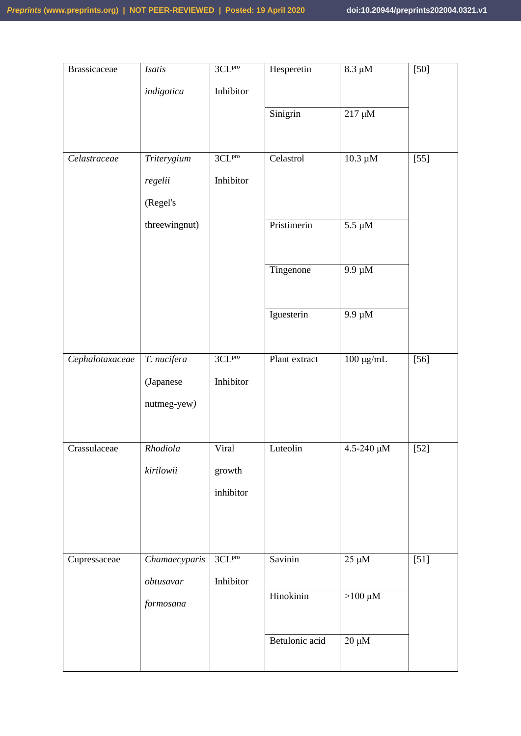| Brassicaceae | *Isatis indigotica* | 3CL$^{pro}$ Inhibitor | Hesperetin | 8.3 µM | [50] |
|---|---|---|---|---|---|
| | | | Sinigrin | 217 µM | |
| *Celastraceae* | *Triterygium regelii* (Regel's threewingnut) | 3CL$^{pro}$ Inhibitor | Celastrol | 10.3 µM | [55] |
| | | | Pristimerin | 5.5 µM | |
| | | | Tingenone | 9.9 µM | |
| | | | Iguesterin | 9.9 µM | |
| *Cephalotaxaceae* | *T. nucifera* (Japanese nutmeg-yew) | 3CL$^{pro}$ Inhibitor | Plant extract | 100 µg/mL | [56] |
| Crassulaceae | *Rhodiola kirilowii* | Viral growth inhibitor | Luteolin | 4.5-240 µM | [52] |
| Cupressaceae | *Chamaecyparis obtusavar formosana* | 3CL$^{pro}$ Inhibitor | Savinin | 25 µM | [51] |
| | | | Hinokinin | >100 µM | |
| | | | Betulonic acid | 20 µM | |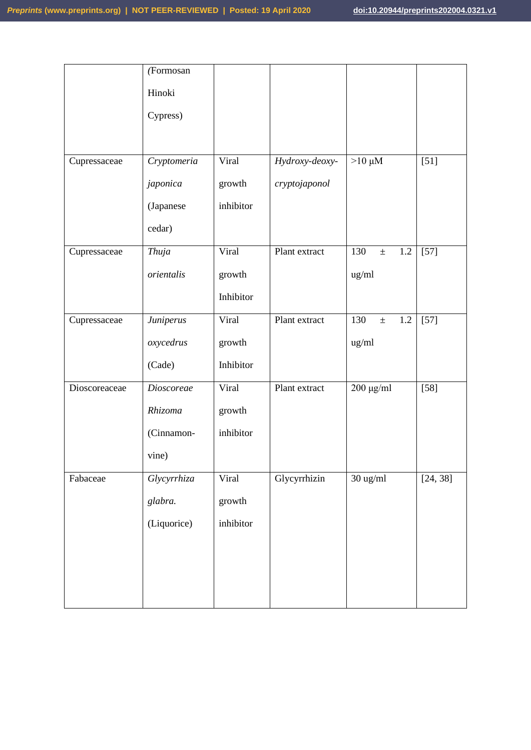| | | | | | |
|---|---|---|---|---|---|
| | (Formosan Hinoki Cypress) | | | | |
| Cupressaceae | *Cryptomeria japonica* (Japanese cedar) | Viral growth inhibitor | *Hydroxy-deoxy-cryptojaponol* | >10 µM | [51] |
| Cupressaceae | *Thuja orientalis* | Viral growth Inhibitor | Plant extract | 130 ± 1.2 ug/ml | [57] |
| Cupressaceae | *Juniperus oxycedrus* (Cade) | Viral growth Inhibitor | Plant extract | 130 ± 1.2 ug/ml | [57] |
| Dioscoreaceae | *Dioscoreae Rhizoma* (Cinnamon-vine) | Viral growth inhibitor | Plant extract | 200 µg/ml | [58] |
| Fabaceae | *Glycyrrhiza glabra.* (Liquorice) | Viral growth inhibitor | Glycyrrhizin | 30 ug/ml | [24, 38] |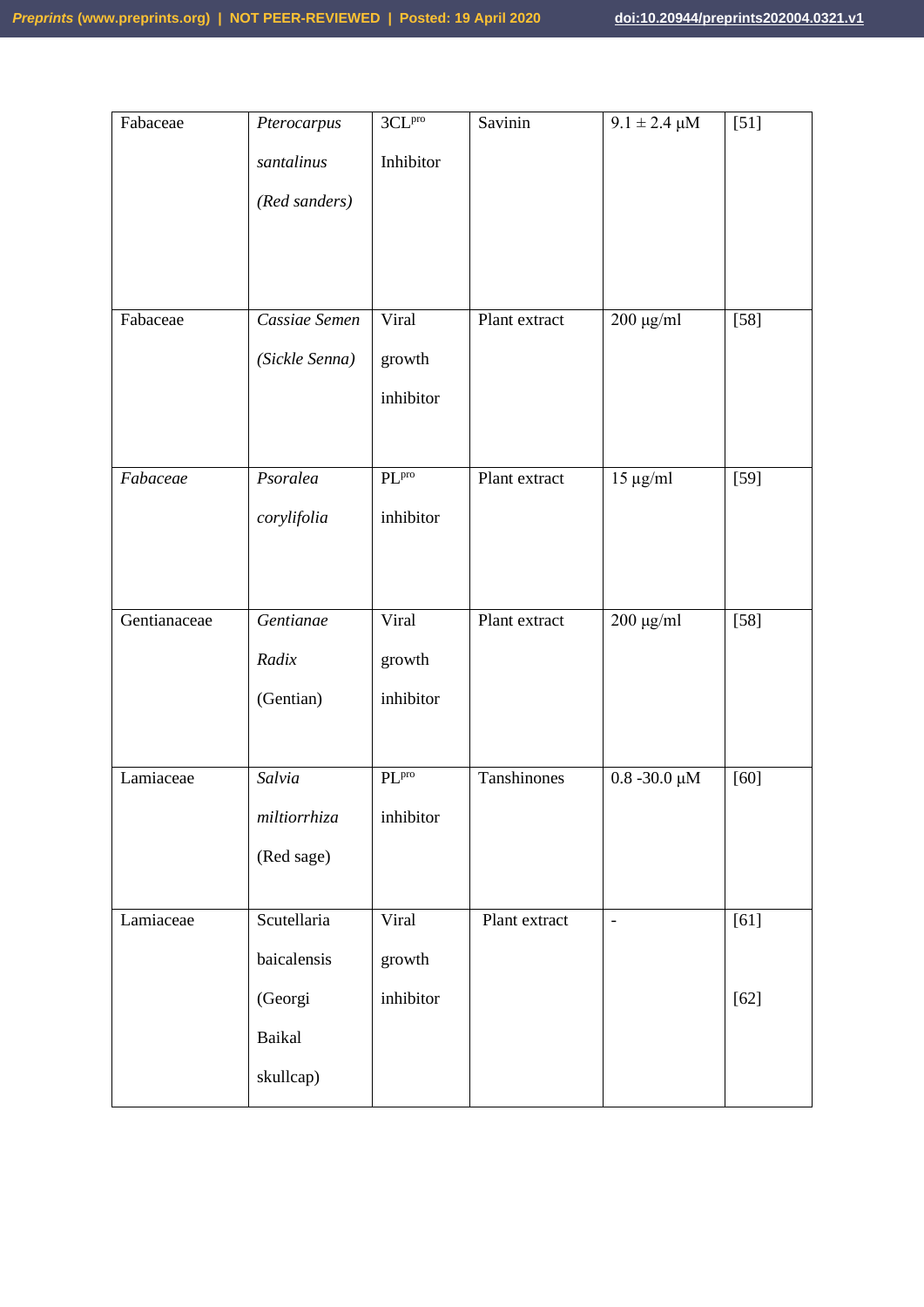| | | | | | |
|---|---|---|---|---|---|
| Fabaceae | *Pterocarpus santalinus (Red sanders)* | $3CL^{pro}$ Inhibitor | Savinin | 9.1 ± 2.4 μM | [51] |
| Fabaceae | *Cassiae Semen (Sickle Senna)* | Viral growth inhibitor | Plant extract | 200 μg/ml | [58] |
| *Fabaceae* | *Psoralea corylifolia* | $PL^{pro}$ inhibitor | Plant extract | 15 μg/ml | [59] |
| Gentianaceae | *Gentianae Radix* (Gentian) | Viral growth inhibitor | Plant extract | 200 μg/ml | [58] |
| Lamiaceae | *Salvia miltiorrhiza* (Red sage) | $PL^{pro}$ inhibitor | Tanshinones | 0.8 -30.0 μM | [60] |
| Lamiaceae | Scutellaria baicalensis (Georgi Baikal skullcap) | Viral growth inhibitor | Plant extract | - | [61] [62] |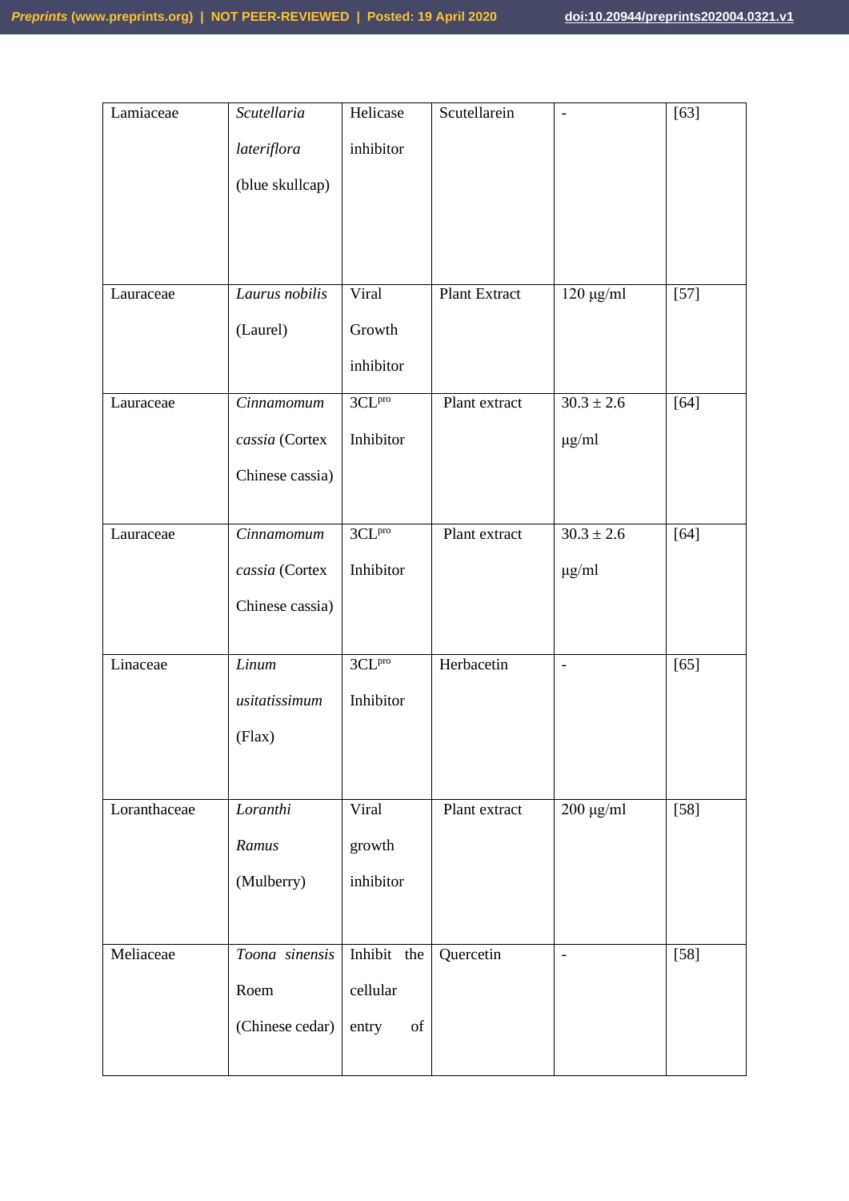| | | | | | |
|---|---|---|---|---|---|
| Lamiaceae | *Scutellaria lateriflora* (blue skullcap) | Helicase inhibitor | Scutellarein | - | [63] |
| Lauraceae | *Laurus nobilis* (Laurel) | Viral Growth inhibitor | Plant Extract | 120 μg/ml | [57] |
| Lauraceae | *Cinnamomum cassia* (Cortex Chinese cassia) | $3CL^{pro}$ Inhibitor | Plant extract | 30.3 ± 2.6 μg/ml | [64] |
| Lauraceae | *Cinnamomum cassia* (Cortex Chinese cassia) | $3CL^{pro}$ Inhibitor | Plant extract | 30.3 ± 2.6 μg/ml | [64] |
| Linaceae | *Linum usitatissimum* (Flax) | $3CL^{pro}$ Inhibitor | Herbacetin | - | [65] |
| Loranthaceae | *Loranthi Ramus* (Mulberry) | Viral growth inhibitor | Plant extract | 200 μg/ml | [58] |
| Meliaceae | *Toona sinensis* Roem (Chinese cedar) | Inhibit the cellular entry of | Quercetin | - | [58] |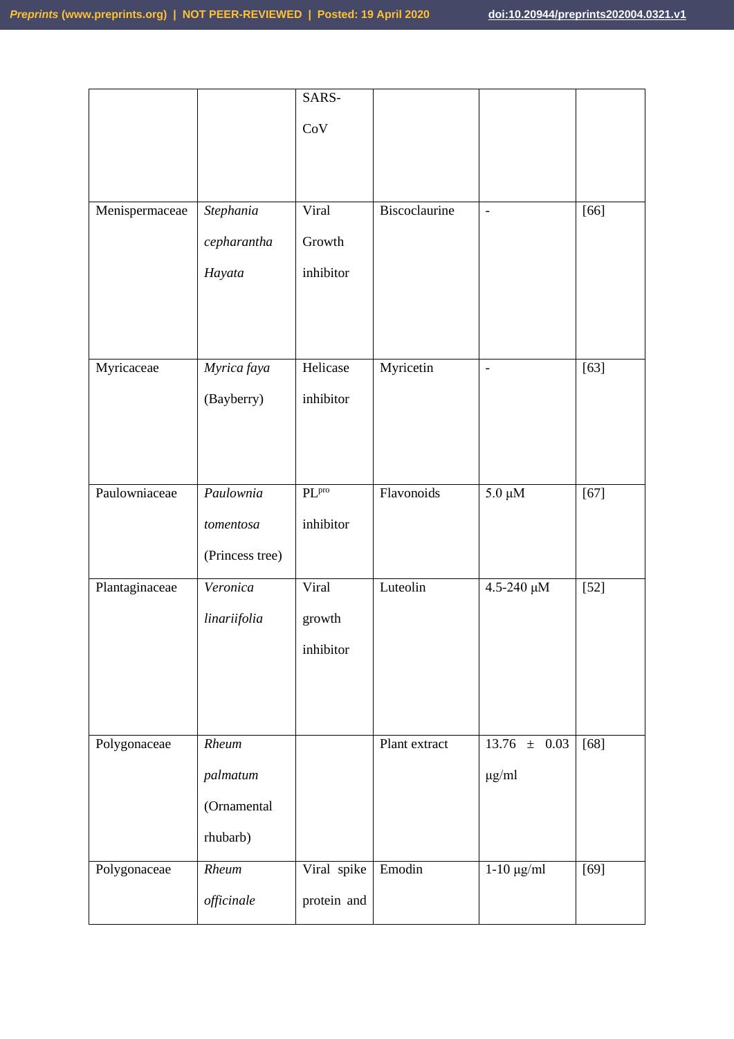| | | | | | |
|---|---|---|---|---|---|
| | | SARS-CoV | | | |
| Menispermaceae | *Stephania cepharantha Hayata* | Viral Growth inhibitor | Biscoclaurine | - | [66] |
| Myricaceae | *Myrica faya* (Bayberry) | Helicase inhibitor | Myricetin | - | [63] |
| Paulowniaceae | *Paulownia tomentosa* (Princess tree) | $PL^{pro}$ inhibitor | Flavonoids | 5.0 µM | [67] |
| Plantaginaceae | *Veronica linariifolia* | Viral growth inhibitor | Luteolin | 4.5-240 µM | [52] |
| Polygonaceae | *Rheum palmatum* (Ornamental rhubarb) | | Plant extract | 13.76 ± 0.03 µg/ml | [68] |
| Polygonaceae | *Rheum officinale* | Viral spike protein and | Emodin | 1-10 µg/ml | [69] |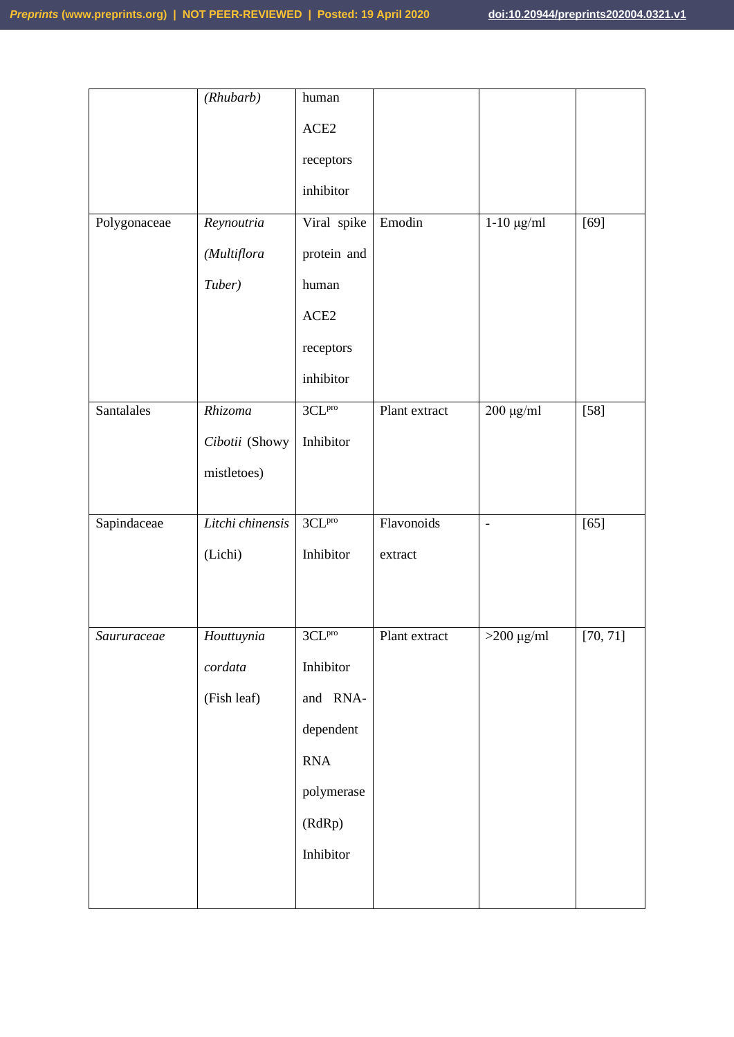| | | | | | |
|---|---|---|---|---|---|
| | *(Rhubarb)* | human ACE2 receptors inhibitor | | | |
| Polygonaceae | *Reynoutria (Multiflora Tuber)* | Viral spike protein and human ACE2 receptors inhibitor | Emodin | 1-10 µg/ml | [69] |
| Santalales | *Rhizoma Cibotii* (Showy mistletoes) | $3CL^{pro}$ Inhibitor | Plant extract | 200 µg/ml | [58] |
| Sapindaceae | *Litchi chinensis* (Lichi) | $3CL^{pro}$ Inhibitor | Flavonoids extract | - | [65] |
| *Saururaceae* | *Houttuynia cordata* (Fish leaf) | $3CL^{pro}$ Inhibitor and RNA-dependent RNA polymerase (RdRp) Inhibitor | Plant extract | >200 µg/ml | [70, 71] |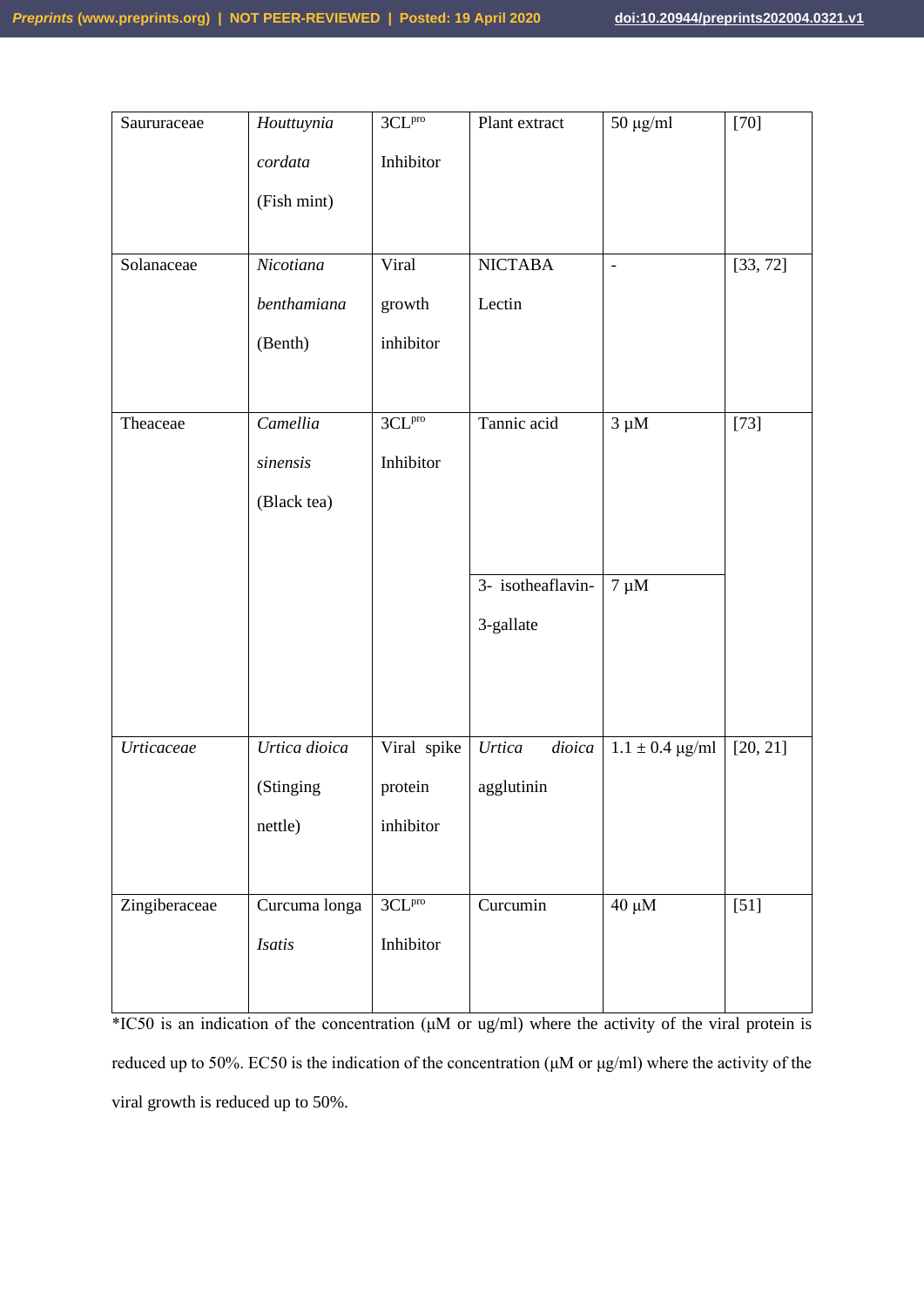| | | | | | |
|---|---|---|---|---|---|
| Saururaceae | *Houttuynia cordata* (Fish mint) | 3CL$^{pro}$ Inhibitor | Plant extract | 50 µg/ml | [70] |
| Solanaceae | *Nicotiana benthamiana* (Benth) | Viral growth inhibitor | NICTABA Lectin | - | [33, 72] |
| Theaceae | *Camellia sinensis* (Black tea) | 3CL$^{pro}$ Inhibitor | Tannic acid | 3 µM | [73] |
| | | | 3- isotheaflavin-3-gallate | 7 µM | |
| *Urticaceae* | *Urtica dioica* (Stinging nettle) | Viral spike protein inhibitor | *Urtica dioica* agglutinin | 1.1 ± 0.4 µg/ml | [20, 21] |
| Zingiberaceae | Curcuma longa *Isatis* | 3CL$^{pro}$ Inhibitor | Curcumin | 40 µM | [51] |

*IC50 is an indication of the concentration (µM or ug/ml) where the activity of the viral protein is reduced up to 50%. EC50 is the indication of the concentration (µM or µg/ml) where the activity of the viral growth is reduced up to 50%.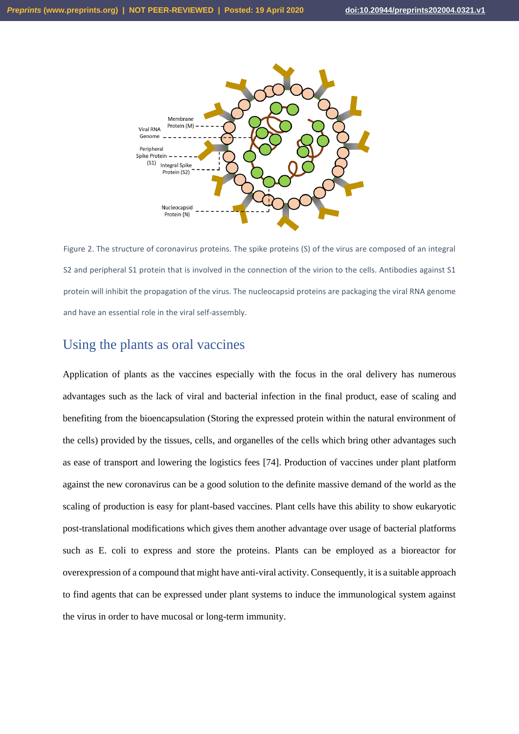Membrane Protein (M)

Viral RNA Genome

Peripheral Spike Protein (S1)

Integral Spike Protein (S2)

Nucleocapsid Protein (N)

Figure 2. The structure of coronavirus proteins. The spike proteins (S) of the virus are composed of an integral S2 and peripheral S1 protein that is involved in the connection of the virion to the cells. Antibodies against S1 protein will inhibit the propagation of the virus. The nucleocapsid proteins are packaging the viral RNA genome and have an essential role in the viral self-assembly.

## Using the plants as oral vaccines

Application of plants as the vaccines especially with the focus in the oral delivery has numerous advantages such as the lack of viral and bacterial infection in the final product, ease of scaling and benefiting from the bioencapsulation (Storing the expressed protein within the natural environment of the cells) provided by the tissues, cells, and organelles of the cells which bring other advantages such as ease of transport and lowering the logistics fees [74]. Production of vaccines under plant platform against the new coronavirus can be a good solution to the definite massive demand of the world as the scaling of production is easy for plant-based vaccines. Plant cells have this ability to show eukaryotic post-translational modifications which gives them another advantage over usage of bacterial platforms such as E. coli to express and store the proteins. Plants can be employed as a bioreactor for overexpression of a compound that might have anti-viral activity. Consequently, it is a suitable approach to find agents that can be expressed under plant systems to induce the immunological system against the virus in order to have mucosal or long-term immunity.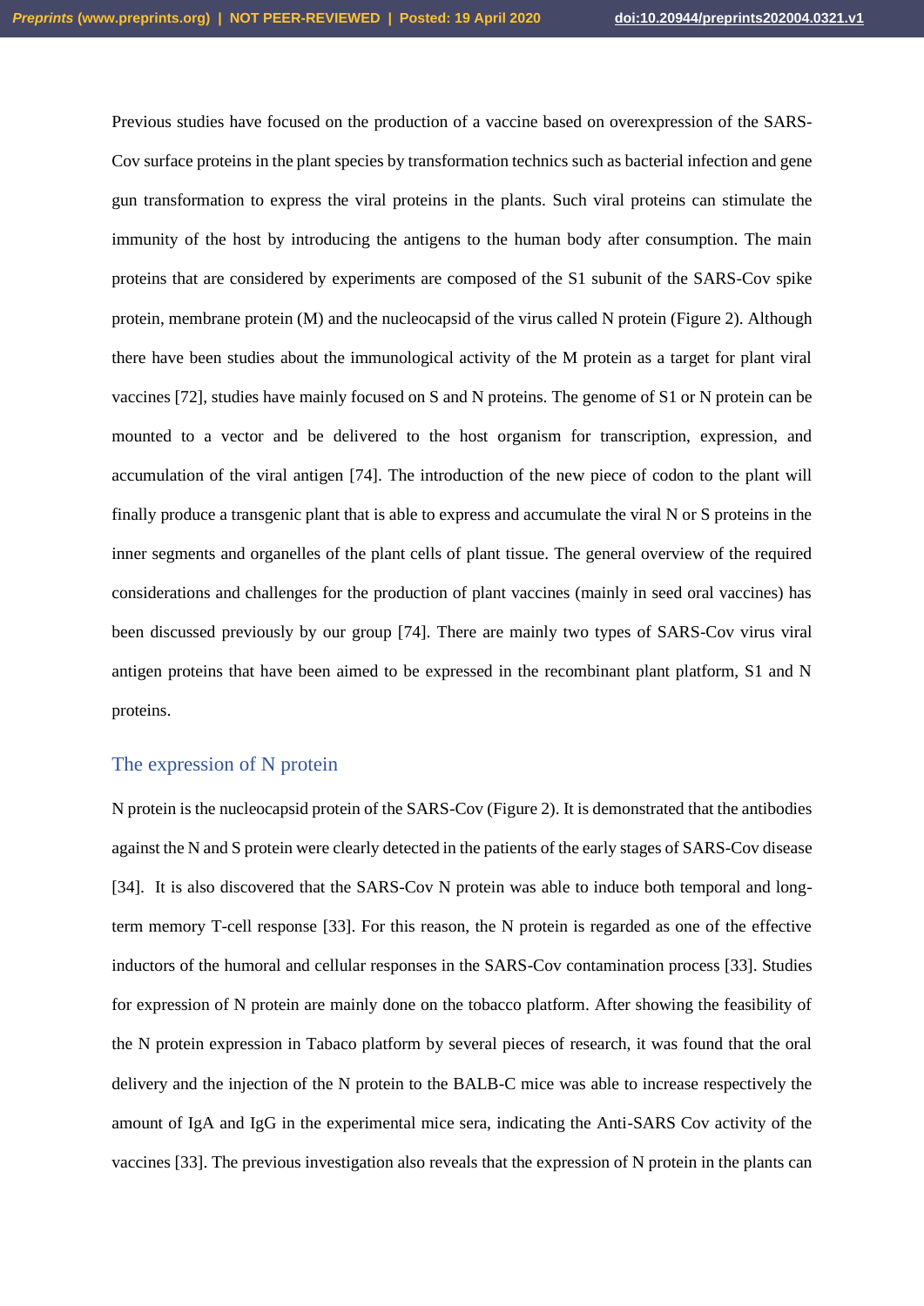Previous studies have focused on the production of a vaccine based on overexpression of the SARS-Cov surface proteins in the plant species by transformation technics such as bacterial infection and gene gun transformation to express the viral proteins in the plants. Such viral proteins can stimulate the immunity of the host by introducing the antigens to the human body after consumption. The main proteins that are considered by experiments are composed of the S1 subunit of the SARS-Cov spike protein, membrane protein (M) and the nucleocapsid of the virus called N protein (Figure 2). Although there have been studies about the immunological activity of the M protein as a target for plant viral vaccines [72], studies have mainly focused on S and N proteins. The genome of S1 or N protein can be mounted to a vector and be delivered to the host organism for transcription, expression, and accumulation of the viral antigen [74]. The introduction of the new piece of codon to the plant will finally produce a transgenic plant that is able to express and accumulate the viral N or S proteins in the inner segments and organelles of the plant cells of plant tissue. The general overview of the required considerations and challenges for the production of plant vaccines (mainly in seed oral vaccines) has been discussed previously by our group [74]. There are mainly two types of SARS-Cov virus viral antigen proteins that have been aimed to be expressed in the recombinant plant platform, S1 and N proteins.

## The expression of N protein

N protein is the nucleocapsid protein of the SARS-Cov (Figure 2). It is demonstrated that the antibodies against the N and S protein were clearly detected in the patients of the early stages of SARS-Cov disease [34]. It is also discovered that the SARS-Cov N protein was able to induce both temporal and long-term memory T-cell response [33]. For this reason, the N protein is regarded as one of the effective inductors of the humoral and cellular responses in the SARS-Cov contamination process [33]. Studies for expression of N protein are mainly done on the tobacco platform. After showing the feasibility of the N protein expression in Tabaco platform by several pieces of research, it was found that the oral delivery and the injection of the N protein to the BALB-C mice was able to increase respectively the amount of IgA and IgG in the experimental mice sera, indicating the Anti-SARS Cov activity of the vaccines [33]. The previous investigation also reveals that the expression of N protein in the plants can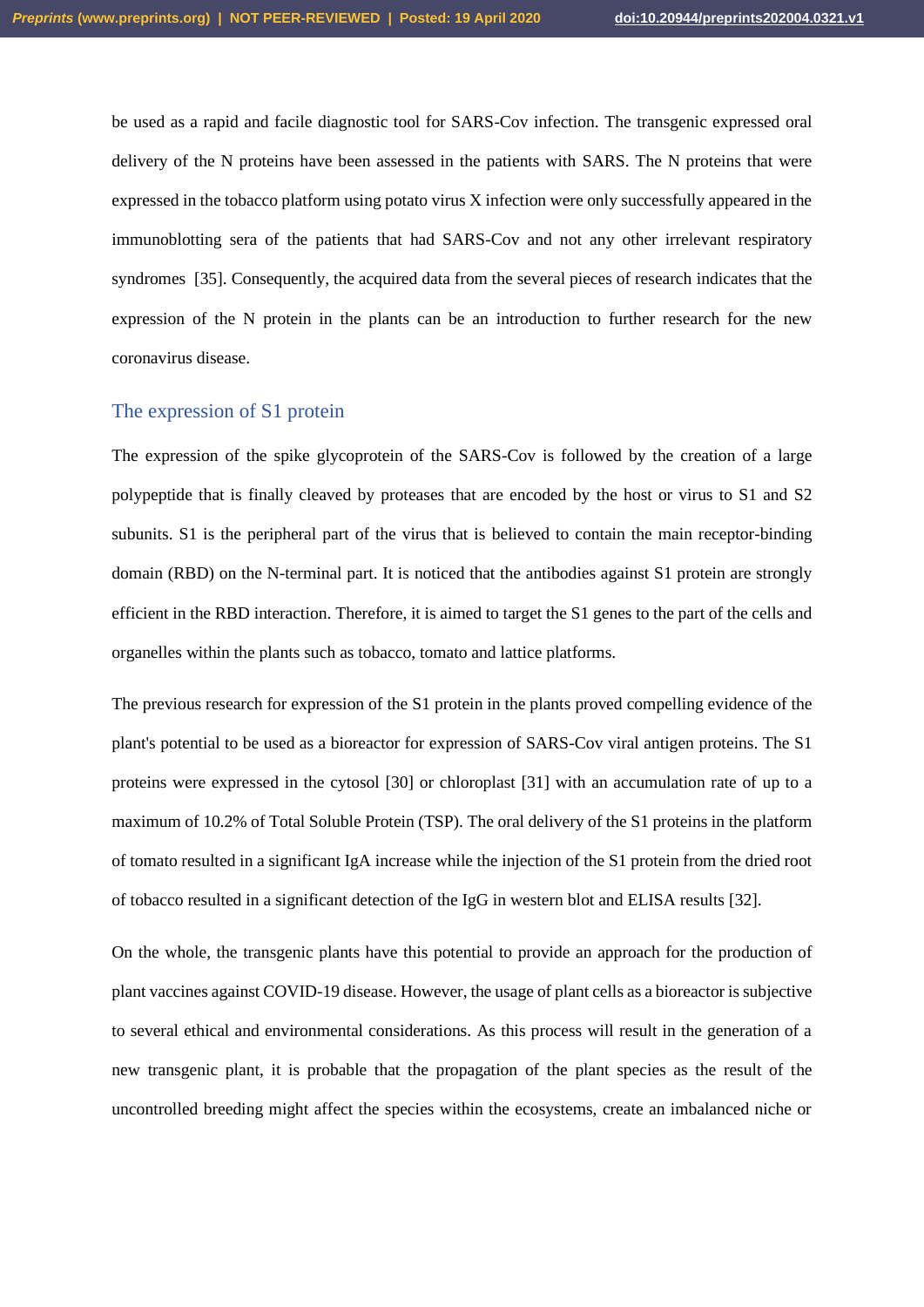be used as a rapid and facile diagnostic tool for SARS-Cov infection. The transgenic expressed oral delivery of the N proteins have been assessed in the patients with SARS. The N proteins that were expressed in the tobacco platform using potato virus X infection were only successfully appeared in the immunoblotting sera of the patients that had SARS-Cov and not any other irrelevant respiratory syndromes [35]. Consequently, the acquired data from the several pieces of research indicates that the expression of the N protein in the plants can be an introduction to further research for the new coronavirus disease.

## The expression of S1 protein

The expression of the spike glycoprotein of the SARS-Cov is followed by the creation of a large polypeptide that is finally cleaved by proteases that are encoded by the host or virus to S1 and S2 subunits. S1 is the peripheral part of the virus that is believed to contain the main receptor-binding domain (RBD) on the N-terminal part. It is noticed that the antibodies against S1 protein are strongly efficient in the RBD interaction. Therefore, it is aimed to target the S1 genes to the part of the cells and organelles within the plants such as tobacco, tomato and lattice platforms.

The previous research for expression of the S1 protein in the plants proved compelling evidence of the plant's potential to be used as a bioreactor for expression of SARS-Cov viral antigen proteins. The S1 proteins were expressed in the cytosol [30] or chloroplast [31] with an accumulation rate of up to a maximum of 10.2% of Total Soluble Protein (TSP). The oral delivery of the S1 proteins in the platform of tomato resulted in a significant IgA increase while the injection of the S1 protein from the dried root of tobacco resulted in a significant detection of the IgG in western blot and ELISA results [32].

On the whole, the transgenic plants have this potential to provide an approach for the production of plant vaccines against COVID-19 disease. However, the usage of plant cells as a bioreactor is subjective to several ethical and environmental considerations. As this process will result in the generation of a new transgenic plant, it is probable that the propagation of the plant species as the result of the uncontrolled breeding might affect the species within the ecosystems, create an imbalanced niche or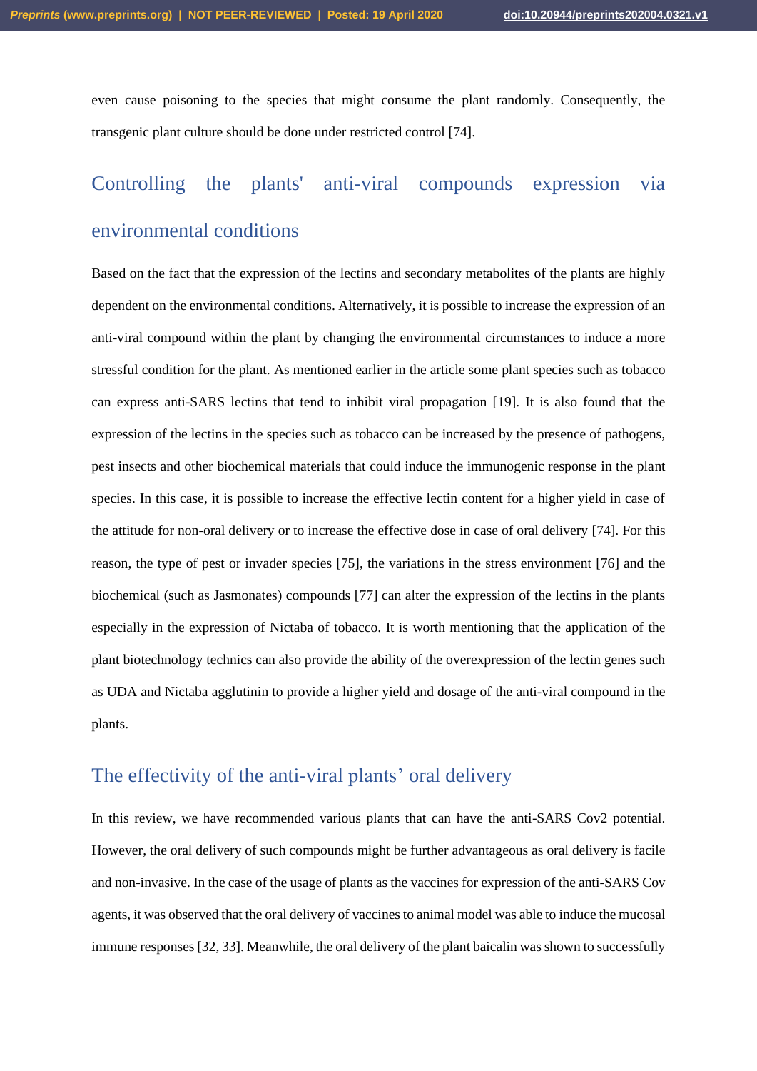even cause poisoning to the species that might consume the plant randomly. Consequently, the transgenic plant culture should be done under restricted control [74].

## Controlling the plants' anti-viral compounds expression via environmental conditions

Based on the fact that the expression of the lectins and secondary metabolites of the plants are highly dependent on the environmental conditions. Alternatively, it is possible to increase the expression of an anti-viral compound within the plant by changing the environmental circumstances to induce a more stressful condition for the plant. As mentioned earlier in the article some plant species such as tobacco can express anti-SARS lectins that tend to inhibit viral propagation [19]. It is also found that the expression of the lectins in the species such as tobacco can be increased by the presence of pathogens, pest insects and other biochemical materials that could induce the immunogenic response in the plant species. In this case, it is possible to increase the effective lectin content for a higher yield in case of the attitude for non-oral delivery or to increase the effective dose in case of oral delivery [74]. For this reason, the type of pest or invader species [75], the variations in the stress environment [76] and the biochemical (such as Jasmonates) compounds [77] can alter the expression of the lectins in the plants especially in the expression of Nictaba of tobacco. It is worth mentioning that the application of the plant biotechnology technics can also provide the ability of the overexpression of the lectin genes such as UDA and Nictaba agglutinin to provide a higher yield and dosage of the anti-viral compound in the plants.

## The effectivity of the anti-viral plants' oral delivery

In this review, we have recommended various plants that can have the anti-SARS Cov2 potential. However, the oral delivery of such compounds might be further advantageous as oral delivery is facile and non-invasive. In the case of the usage of plants as the vaccines for expression of the anti-SARS Cov agents, it was observed that the oral delivery of vaccines to animal model was able to induce the mucosal immune responses [32, 33]. Meanwhile, the oral delivery of the plant baicalin was shown to successfully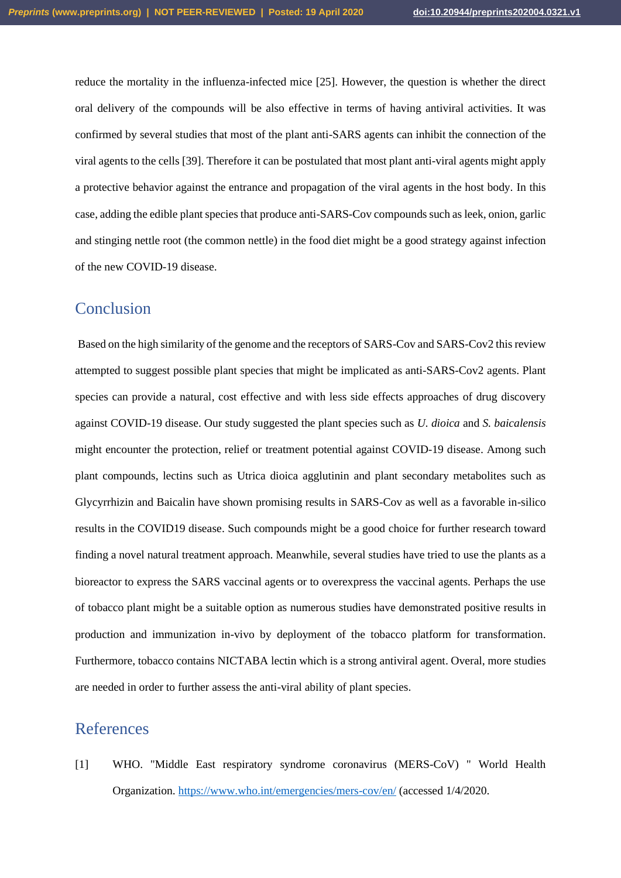reduce the mortality in the influenza-infected mice [25]. However, the question is whether the direct oral delivery of the compounds will be also effective in terms of having antiviral activities. It was confirmed by several studies that most of the plant anti-SARS agents can inhibit the connection of the viral agents to the cells [39]. Therefore it can be postulated that most plant anti-viral agents might apply a protective behavior against the entrance and propagation of the viral agents in the host body. In this case, adding the edible plant species that produce anti-SARS-Cov compounds such as leek, onion, garlic and stinging nettle root (the common nettle) in the food diet might be a good strategy against infection of the new COVID-19 disease.

## Conclusion

Based on the high similarity of the genome and the receptors of SARS-Cov and SARS-Cov2 this review attempted to suggest possible plant species that might be implicated as anti-SARS-Cov2 agents. Plant species can provide a natural, cost effective and with less side effects approaches of drug discovery against COVID-19 disease. Our study suggested the plant species such as *U. dioica* and *S. baicalensis* might encounter the protection, relief or treatment potential against COVID-19 disease. Among such plant compounds, lectins such as Utrica dioica agglutinin and plant secondary metabolites such as Glycyrrhizin and Baicalin have shown promising results in SARS-Cov as well as a favorable in-silico results in the COVID19 disease. Such compounds might be a good choice for further research toward finding a novel natural treatment approach. Meanwhile, several studies have tried to use the plants as a bioreactor to express the SARS vaccinal agents or to overexpress the vaccinal agents. Perhaps the use of tobacco plant might be a suitable option as numerous studies have demonstrated positive results in production and immunization in-vivo by deployment of the tobacco platform for transformation. Furthermore, tobacco contains NICTABA lectin which is a strong antiviral agent. Overal, more studies are needed in order to further assess the anti-viral ability of plant species.

## References

[1] WHO. "Middle East respiratory syndrome coronavirus (MERS-CoV) " World Health Organization. https://www.who.int/emergencies/mers-cov/en/ (accessed 1/4/2020.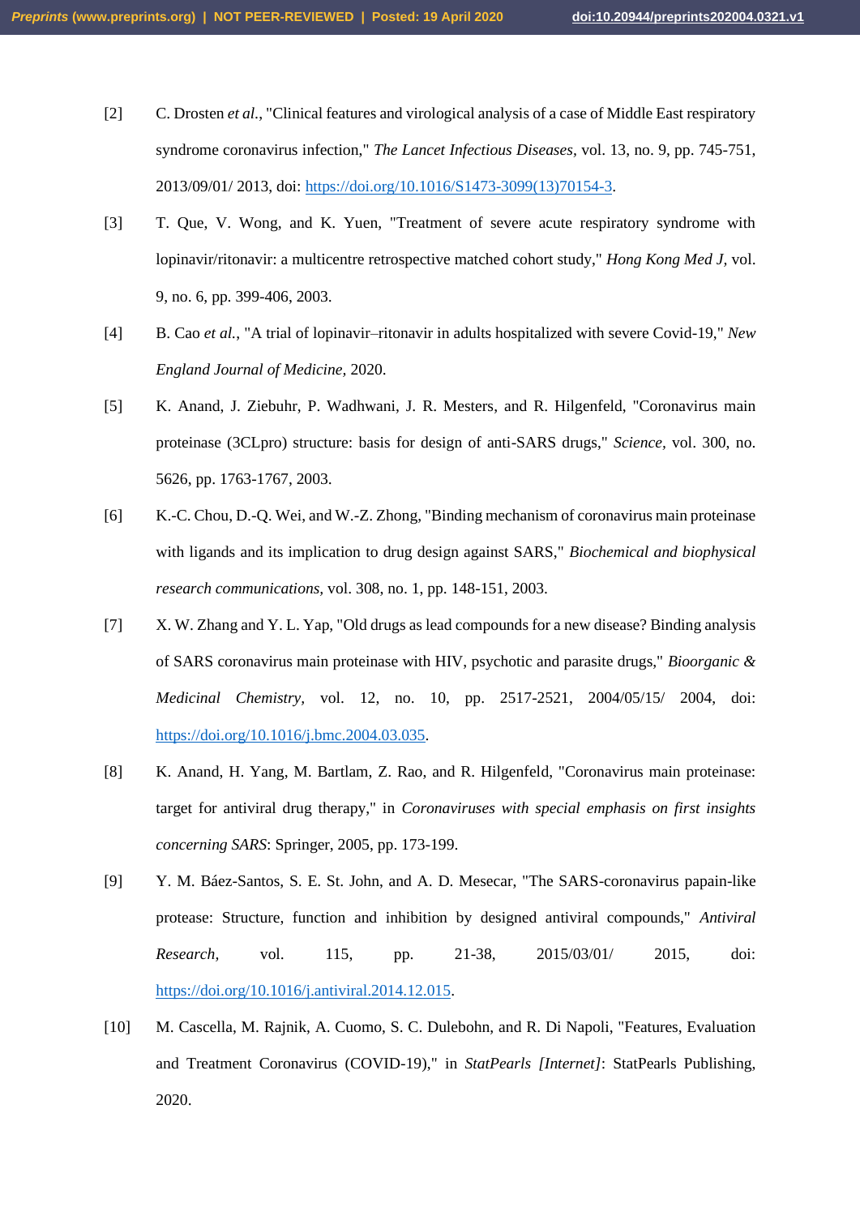[2] C. Drosten *et al.*, "Clinical features and virological analysis of a case of Middle East respiratory syndrome coronavirus infection," *The Lancet Infectious Diseases,* vol. 13, no. 9, pp. 745-751, 2013/09/01/ 2013, doi: https://doi.org/10.1016/S1473-3099(13)70154-3.

[3] T. Que, V. Wong, and K. Yuen, "Treatment of severe acute respiratory syndrome with lopinavir/ritonavir: a multicentre retrospective matched cohort study," *Hong Kong Med J,* vol. 9, no. 6, pp. 399-406, 2003.

[4] B. Cao *et al.*, "A trial of lopinavir–ritonavir in adults hospitalized with severe Covid-19," *New England Journal of Medicine,* 2020.

[5] K. Anand, J. Ziebuhr, P. Wadhwani, J. R. Mesters, and R. Hilgenfeld, "Coronavirus main proteinase (3CLpro) structure: basis for design of anti-SARS drugs," *Science,* vol. 300, no. 5626, pp. 1763-1767, 2003.

[6] K.-C. Chou, D.-Q. Wei, and W.-Z. Zhong, "Binding mechanism of coronavirus main proteinase with ligands and its implication to drug design against SARS," *Biochemical and biophysical research communications,* vol. 308, no. 1, pp. 148-151, 2003.

[7] X. W. Zhang and Y. L. Yap, "Old drugs as lead compounds for a new disease? Binding analysis of SARS coronavirus main proteinase with HIV, psychotic and parasite drugs," *Bioorganic & Medicinal Chemistry,* vol. 12, no. 10, pp. 2517-2521, 2004/05/15/ 2004, doi: https://doi.org/10.1016/j.bmc.2004.03.035.

[8] K. Anand, H. Yang, M. Bartlam, Z. Rao, and R. Hilgenfeld, "Coronavirus main proteinase: target for antiviral drug therapy," in *Coronaviruses with special emphasis on first insights concerning SARS*: Springer, 2005, pp. 173-199.

[9] Y. M. Báez-Santos, S. E. St. John, and A. D. Mesecar, "The SARS-coronavirus papain-like protease: Structure, function and inhibition by designed antiviral compounds," *Antiviral Research,* vol. 115, pp. 21-38, 2015/03/01/ 2015, doi: https://doi.org/10.1016/j.antiviral.2014.12.015.

[10] M. Cascella, M. Rajnik, A. Cuomo, S. C. Dulebohn, and R. Di Napoli, "Features, Evaluation and Treatment Coronavirus (COVID-19)," in *StatPearls [Internet]*: StatPearls Publishing, 2020.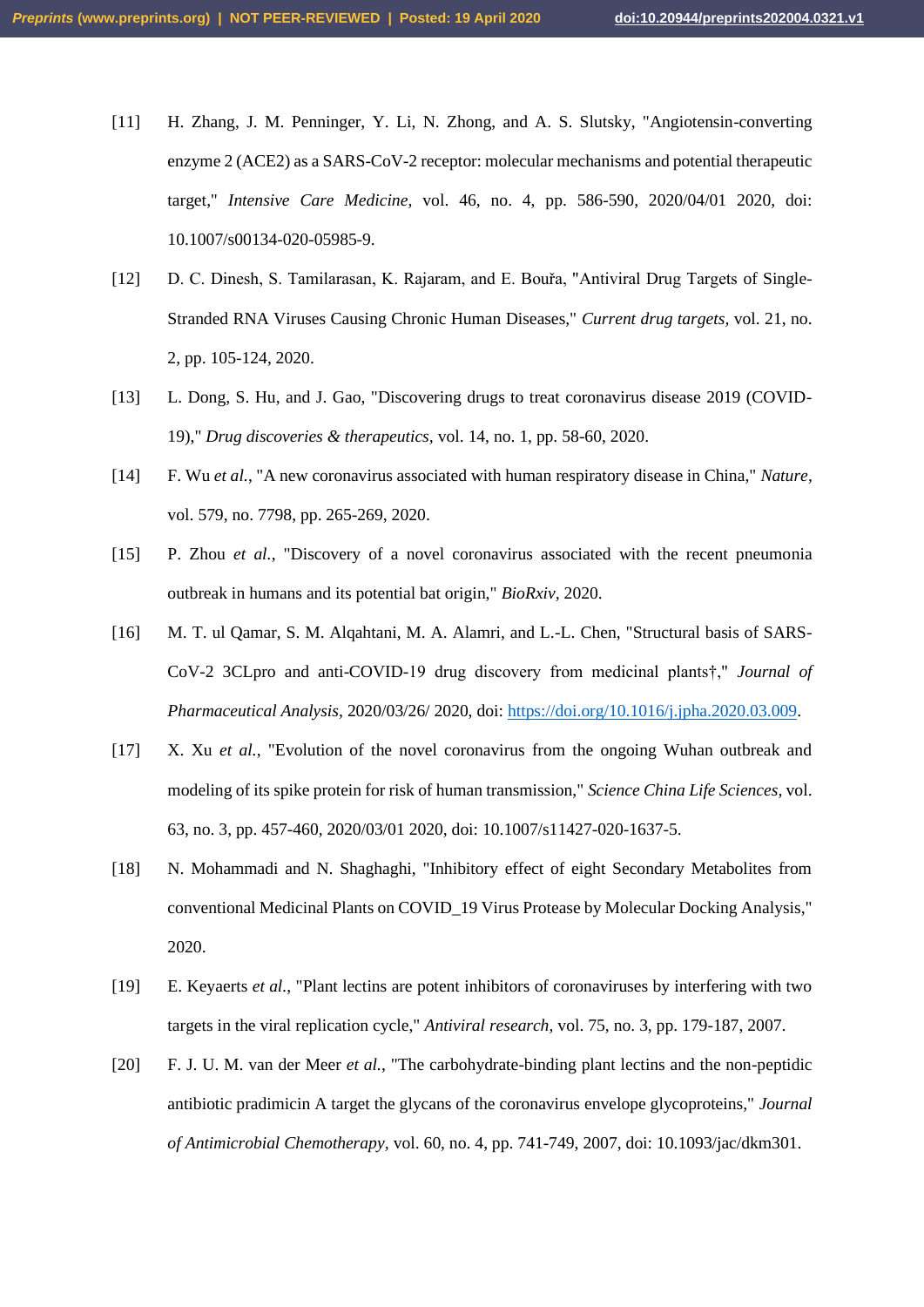[11] H. Zhang, J. M. Penninger, Y. Li, N. Zhong, and A. S. Slutsky, "Angiotensin-converting enzyme 2 (ACE2) as a SARS-CoV-2 receptor: molecular mechanisms and potential therapeutic target," *Intensive Care Medicine*, vol. 46, no. 4, pp. 586-590, 2020/04/01 2020, doi: 10.1007/s00134-020-05985-9.

[12] D. C. Dinesh, S. Tamilarasan, K. Rajaram, and E. Bouřa, "Antiviral Drug Targets of Single-Stranded RNA Viruses Causing Chronic Human Diseases," *Current drug targets*, vol. 21, no. 2, pp. 105-124, 2020.

[13] L. Dong, S. Hu, and J. Gao, "Discovering drugs to treat coronavirus disease 2019 (COVID-19)," *Drug discoveries & therapeutics*, vol. 14, no. 1, pp. 58-60, 2020.

[14] F. Wu *et al.*, "A new coronavirus associated with human respiratory disease in China," *Nature*, vol. 579, no. 7798, pp. 265-269, 2020.

[15] P. Zhou *et al.*, "Discovery of a novel coronavirus associated with the recent pneumonia outbreak in humans and its potential bat origin," *BioRxiv*, 2020.

[16] M. T. ul Qamar, S. M. Alqahtani, M. A. Alamri, and L.-L. Chen, "Structural basis of SARS-CoV-2 3CLpro and anti-COVID-19 drug discovery from medicinal plants†," *Journal of Pharmaceutical Analysis*, 2020/03/26/ 2020, doi: https://doi.org/10.1016/j.jpha.2020.03.009.

[17] X. Xu *et al.*, "Evolution of the novel coronavirus from the ongoing Wuhan outbreak and modeling of its spike protein for risk of human transmission," *Science China Life Sciences*, vol. 63, no. 3, pp. 457-460, 2020/03/01 2020, doi: 10.1007/s11427-020-1637-5.

[18] N. Mohammadi and N. Shaghaghi, "Inhibitory effect of eight Secondary Metabolites from conventional Medicinal Plants on COVID_19 Virus Protease by Molecular Docking Analysis," 2020.

[19] E. Keyaerts *et al.*, "Plant lectins are potent inhibitors of coronaviruses by interfering with two targets in the viral replication cycle," *Antiviral research*, vol. 75, no. 3, pp. 179-187, 2007.

[20] F. J. U. M. van der Meer *et al.*, "The carbohydrate-binding plant lectins and the non-peptidic antibiotic pradimicin A target the glycans of the coronavirus envelope glycoproteins," *Journal of Antimicrobial Chemotherapy*, vol. 60, no. 4, pp. 741-749, 2007, doi: 10.1093/jac/dkm301.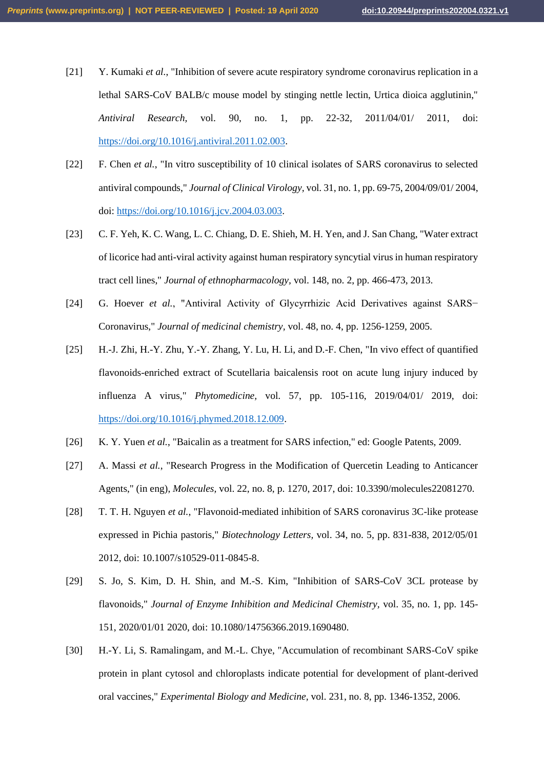[21] Y. Kumaki *et al.*, "Inhibition of severe acute respiratory syndrome coronavirus replication in a lethal SARS-CoV BALB/c mouse model by stinging nettle lectin, Urtica dioica agglutinin," *Antiviral Research*, vol. 90, no. 1, pp. 22-32, 2011/04/01/ 2011, doi: https://doi.org/10.1016/j.antiviral.2011.02.003.

[22] F. Chen *et al.*, "In vitro susceptibility of 10 clinical isolates of SARS coronavirus to selected antiviral compounds," *Journal of Clinical Virology*, vol. 31, no. 1, pp. 69-75, 2004/09/01/ 2004, doi: https://doi.org/10.1016/j.jcv.2004.03.003.

[23] C. F. Yeh, K. C. Wang, L. C. Chiang, D. E. Shieh, M. H. Yen, and J. San Chang, "Water extract of licorice had anti-viral activity against human respiratory syncytial virus in human respiratory tract cell lines," *Journal of ethnopharmacology*, vol. 148, no. 2, pp. 466-473, 2013.

[24] G. Hoever *et al.*, "Antiviral Activity of Glycyrrhizic Acid Derivatives against SARS−Coronavirus," *Journal of medicinal chemistry*, vol. 48, no. 4, pp. 1256-1259, 2005.

[25] H.-J. Zhi, H.-Y. Zhu, Y.-Y. Zhang, Y. Lu, H. Li, and D.-F. Chen, "In vivo effect of quantified flavonoids-enriched extract of Scutellaria baicalensis root on acute lung injury induced by influenza A virus," *Phytomedicine*, vol. 57, pp. 105-116, 2019/04/01/ 2019, doi: https://doi.org/10.1016/j.phymed.2018.12.009.

[26] K. Y. Yuen *et al.*, "Baicalin as a treatment for SARS infection," ed: Google Patents, 2009.

[27] A. Massi *et al.*, "Research Progress in the Modification of Quercetin Leading to Anticancer Agents," (in eng), *Molecules*, vol. 22, no. 8, p. 1270, 2017, doi: 10.3390/molecules22081270.

[28] T. T. H. Nguyen *et al.*, "Flavonoid-mediated inhibition of SARS coronavirus 3C-like protease expressed in Pichia pastoris," *Biotechnology Letters*, vol. 34, no. 5, pp. 831-838, 2012/05/01 2012, doi: 10.1007/s10529-011-0845-8.

[29] S. Jo, S. Kim, D. H. Shin, and M.-S. Kim, "Inhibition of SARS-CoV 3CL protease by flavonoids," *Journal of Enzyme Inhibition and Medicinal Chemistry*, vol. 35, no. 1, pp. 145-151, 2020/01/01 2020, doi: 10.1080/14756366.2019.1690480.

[30] H.-Y. Li, S. Ramalingam, and M.-L. Chye, "Accumulation of recombinant SARS-CoV spike protein in plant cytosol and chloroplasts indicate potential for development of plant-derived oral vaccines," *Experimental Biology and Medicine*, vol. 231, no. 8, pp. 1346-1352, 2006.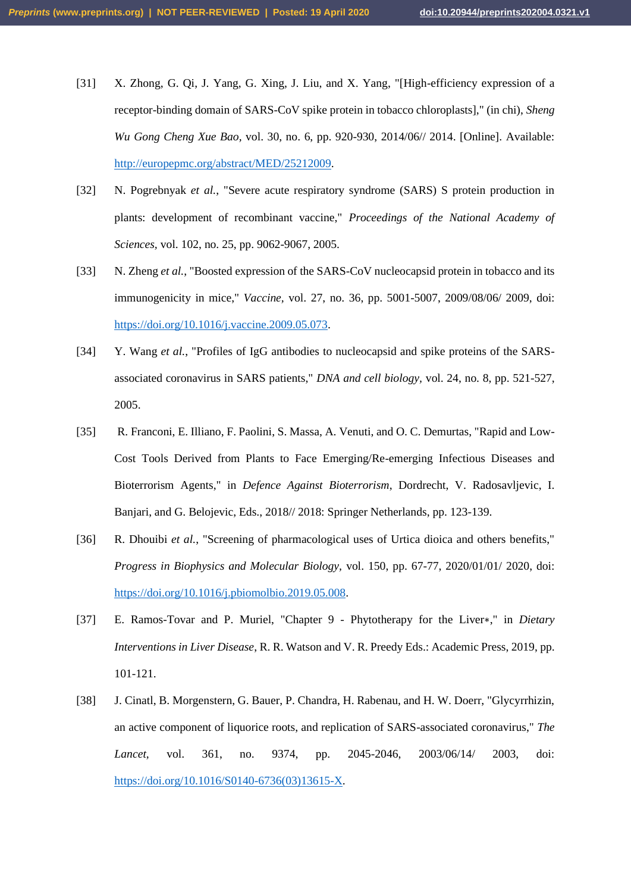[31] X. Zhong, G. Qi, J. Yang, G. Xing, J. Liu, and X. Yang, "[High-efficiency expression of a receptor-binding domain of SARS-CoV spike protein in tobacco chloroplasts]," (in chi), *Sheng Wu Gong Cheng Xue Bao,* vol. 30, no. 6, pp. 920-930, 2014/06// 2014. [Online]. Available: http://europepmc.org/abstract/MED/25212009.

[32] N. Pogrebnyak *et al.*, "Severe acute respiratory syndrome (SARS) S protein production in plants: development of recombinant vaccine," *Proceedings of the National Academy of Sciences,* vol. 102, no. 25, pp. 9062-9067, 2005.

[33] N. Zheng *et al.*, "Boosted expression of the SARS-CoV nucleocapsid protein in tobacco and its immunogenicity in mice," *Vaccine,* vol. 27, no. 36, pp. 5001-5007, 2009/08/06/ 2009, doi: https://doi.org/10.1016/j.vaccine.2009.05.073.

[34] Y. Wang *et al.*, "Profiles of IgG antibodies to nucleocapsid and spike proteins of the SARS-associated coronavirus in SARS patients," *DNA and cell biology,* vol. 24, no. 8, pp. 521-527, 2005.

[35] R. Franconi, E. Illiano, F. Paolini, S. Massa, A. Venuti, and O. C. Demurtas, "Rapid and Low-Cost Tools Derived from Plants to Face Emerging/Re-emerging Infectious Diseases and Bioterrorism Agents," in *Defence Against Bioterrorism*, Dordrecht, V. Radosavljevic, I. Banjari, and G. Belojevic, Eds., 2018// 2018: Springer Netherlands, pp. 123-139.

[36] R. Dhouibi *et al.*, "Screening of pharmacological uses of Urtica dioica and others benefits," *Progress in Biophysics and Molecular Biology,* vol. 150, pp. 67-77, 2020/01/01/ 2020, doi: https://doi.org/10.1016/j.pbiomolbio.2019.05.008.

[37] E. Ramos-Tovar and P. Muriel, "Chapter 9 - Phytotherapy for the Liver∗," in *Dietary Interventions in Liver Disease*, R. R. Watson and V. R. Preedy Eds.: Academic Press, 2019, pp. 101-121.

[38] J. Cinatl, B. Morgenstern, G. Bauer, P. Chandra, H. Rabenau, and H. W. Doerr, "Glycyrrhizin, an active component of liquorice roots, and replication of SARS-associated coronavirus," *The Lancet,* vol. 361, no. 9374, pp. 2045-2046, 2003/06/14/ 2003, doi: https://doi.org/10.1016/S0140-6736(03)13615-X.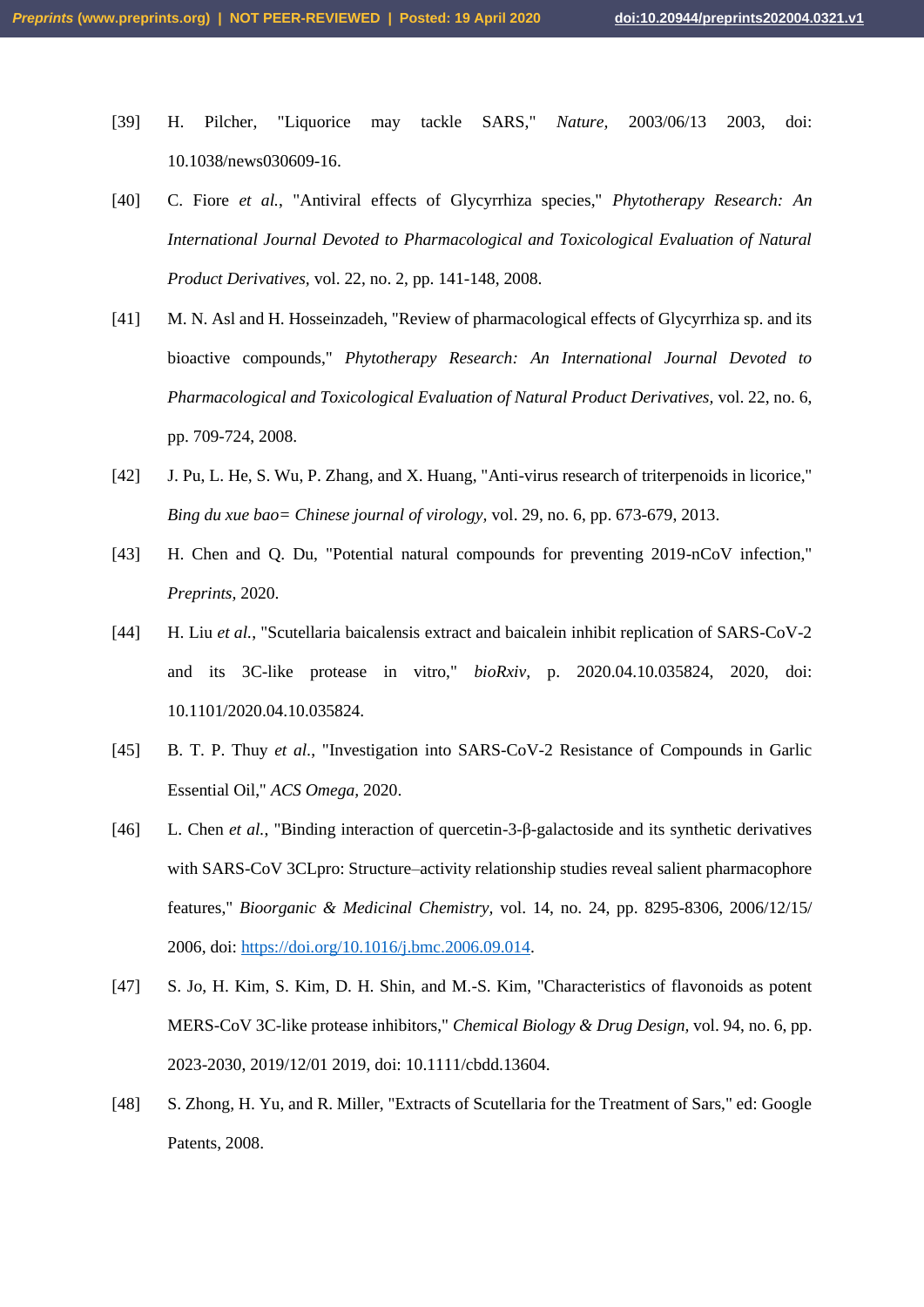[39] H. Pilcher, "Liquorice may tackle SARS," *Nature,* 2003/06/13 2003, doi: 10.1038/news030609-16.

[40] C. Fiore *et al.*, "Antiviral effects of Glycyrrhiza species," *Phytotherapy Research: An International Journal Devoted to Pharmacological and Toxicological Evaluation of Natural Product Derivatives,* vol. 22, no. 2, pp. 141-148, 2008.

[41] M. N. Asl and H. Hosseinzadeh, "Review of pharmacological effects of Glycyrrhiza sp. and its bioactive compounds," *Phytotherapy Research: An International Journal Devoted to Pharmacological and Toxicological Evaluation of Natural Product Derivatives,* vol. 22, no. 6, pp. 709-724, 2008.

[42] J. Pu, L. He, S. Wu, P. Zhang, and X. Huang, "Anti-virus research of triterpenoids in licorice," *Bing du xue bao= Chinese journal of virology,* vol. 29, no. 6, pp. 673-679, 2013.

[43] H. Chen and Q. Du, "Potential natural compounds for preventing 2019-nCoV infection," *Preprints,* 2020.

[44] H. Liu *et al.*, "Scutellaria baicalensis extract and baicalein inhibit replication of SARS-CoV-2 and its 3C-like protease in vitro," *bioRxiv,* p. 2020.04.10.035824, 2020, doi: 10.1101/2020.04.10.035824.

[45] B. T. P. Thuy *et al.*, "Investigation into SARS-CoV-2 Resistance of Compounds in Garlic Essential Oil," *ACS Omega,* 2020.

[46] L. Chen *et al.*, "Binding interaction of quercetin-3-β-galactoside and its synthetic derivatives with SARS-CoV 3CLpro: Structure–activity relationship studies reveal salient pharmacophore features," *Bioorganic & Medicinal Chemistry,* vol. 14, no. 24, pp. 8295-8306, 2006/12/15/ 2006, doi: https://doi.org/10.1016/j.bmc.2006.09.014.

[47] S. Jo, H. Kim, S. Kim, D. H. Shin, and M.-S. Kim, "Characteristics of flavonoids as potent MERS-CoV 3C-like protease inhibitors," *Chemical Biology & Drug Design,* vol. 94, no. 6, pp. 2023-2030, 2019/12/01 2019, doi: 10.1111/cbdd.13604.

[48] S. Zhong, H. Yu, and R. Miller, "Extracts of Scutellaria for the Treatment of Sars," ed: Google Patents, 2008.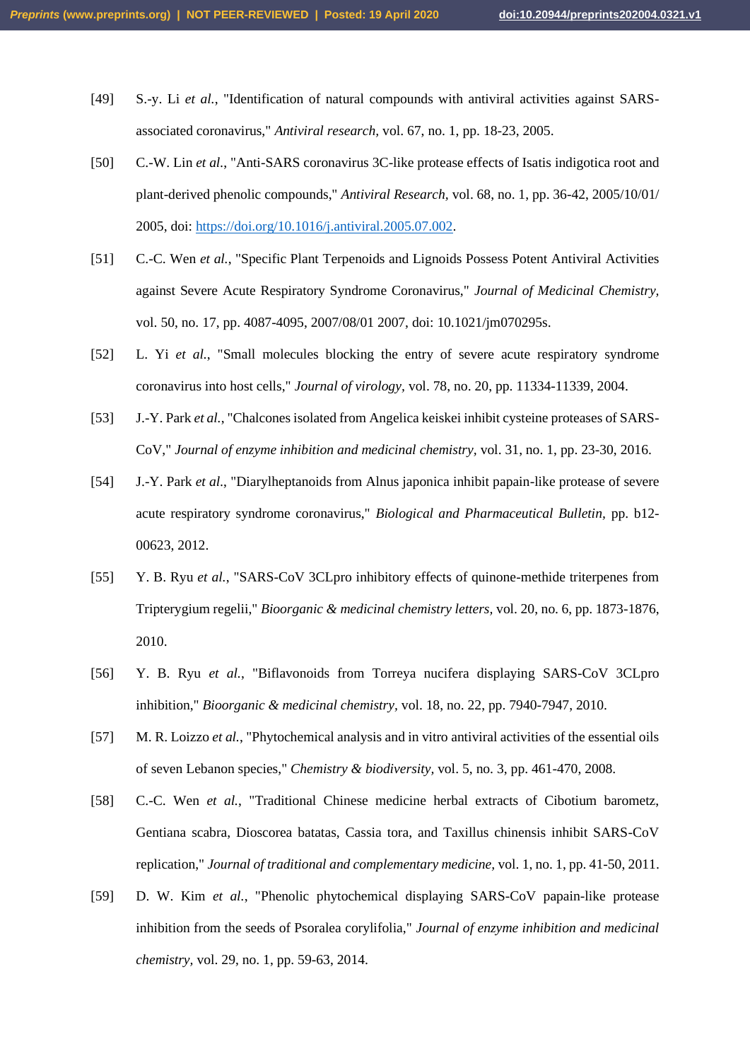[49] S.-y. Li *et al.*, "Identification of natural compounds with antiviral activities against SARS-associated coronavirus," *Antiviral research,* vol. 67, no. 1, pp. 18-23, 2005.

[50] C.-W. Lin *et al.*, "Anti-SARS coronavirus 3C-like protease effects of Isatis indigotica root and plant-derived phenolic compounds," *Antiviral Research,* vol. 68, no. 1, pp. 36-42, 2005/10/01/ 2005, doi: https://doi.org/10.1016/j.antiviral.2005.07.002.

[51] C.-C. Wen *et al.*, "Specific Plant Terpenoids and Lignoids Possess Potent Antiviral Activities against Severe Acute Respiratory Syndrome Coronavirus," *Journal of Medicinal Chemistry,* vol. 50, no. 17, pp. 4087-4095, 2007/08/01 2007, doi: 10.1021/jm070295s.

[52] L. Yi *et al.*, "Small molecules blocking the entry of severe acute respiratory syndrome coronavirus into host cells," *Journal of virology,* vol. 78, no. 20, pp. 11334-11339, 2004.

[53] J.-Y. Park *et al.*, "Chalcones isolated from Angelica keiskei inhibit cysteine proteases of SARS-CoV," *Journal of enzyme inhibition and medicinal chemistry,* vol. 31, no. 1, pp. 23-30, 2016.

[54] J.-Y. Park *et al.*, "Diarylheptanoids from Alnus japonica inhibit papain-like protease of severe acute respiratory syndrome coronavirus," *Biological and Pharmaceutical Bulletin,* pp. b12-00623, 2012.

[55] Y. B. Ryu *et al.*, "SARS-CoV 3CLpro inhibitory effects of quinone-methide triterpenes from Tripterygium regelii," *Bioorganic & medicinal chemistry letters,* vol. 20, no. 6, pp. 1873-1876, 2010.

[56] Y. B. Ryu *et al.*, "Biflavonoids from Torreya nucifera displaying SARS-CoV 3CLpro inhibition," *Bioorganic & medicinal chemistry,* vol. 18, no. 22, pp. 7940-7947, 2010.

[57] M. R. Loizzo *et al.*, "Phytochemical analysis and in vitro antiviral activities of the essential oils of seven Lebanon species," *Chemistry & biodiversity,* vol. 5, no. 3, pp. 461-470, 2008.

[58] C.-C. Wen *et al.*, "Traditional Chinese medicine herbal extracts of Cibotium barometz, Gentiana scabra, Dioscorea batatas, Cassia tora, and Taxillus chinensis inhibit SARS-CoV replication," *Journal of traditional and complementary medicine,* vol. 1, no. 1, pp. 41-50, 2011.

[59] D. W. Kim *et al.*, "Phenolic phytochemical displaying SARS-CoV papain-like protease inhibition from the seeds of Psoralea corylifolia," *Journal of enzyme inhibition and medicinal chemistry,* vol. 29, no. 1, pp. 59-63, 2014.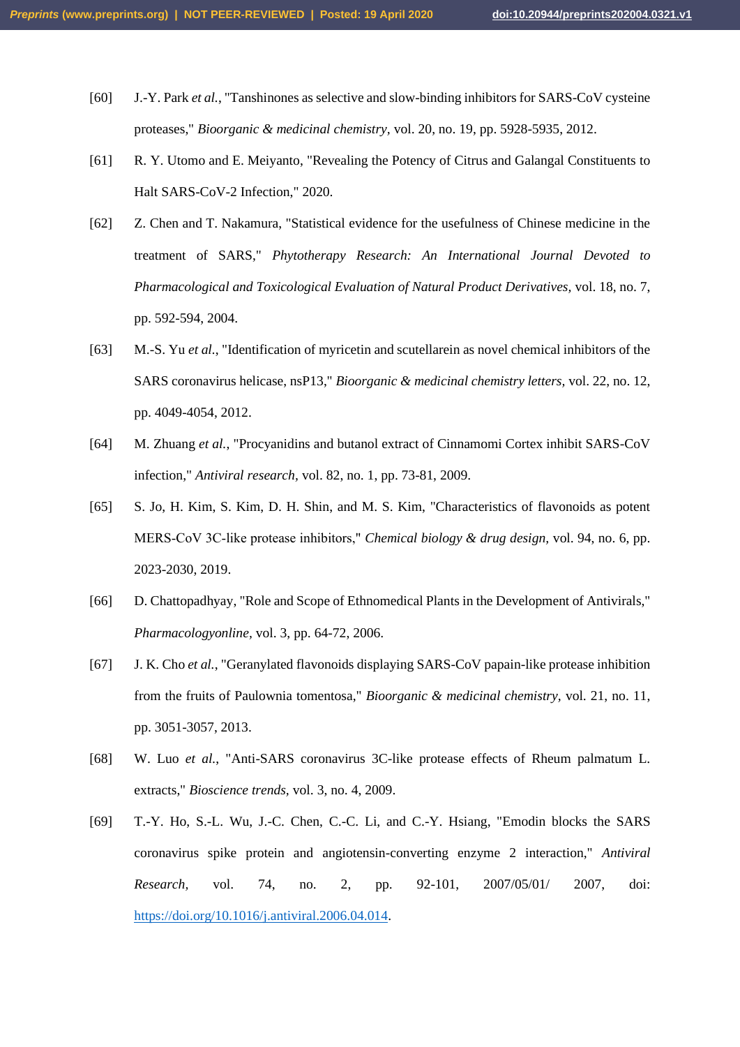[60] J.-Y. Park *et al.*, "Tanshinones as selective and slow-binding inhibitors for SARS-CoV cysteine proteases," *Bioorganic & medicinal chemistry*, vol. 20, no. 19, pp. 5928-5935, 2012.

[61] R. Y. Utomo and E. Meiyanto, "Revealing the Potency of Citrus and Galangal Constituents to Halt SARS-CoV-2 Infection," 2020.

[62] Z. Chen and T. Nakamura, "Statistical evidence for the usefulness of Chinese medicine in the treatment of SARS," *Phytotherapy Research: An International Journal Devoted to Pharmacological and Toxicological Evaluation of Natural Product Derivatives*, vol. 18, no. 7, pp. 592-594, 2004.

[63] M.-S. Yu *et al.*, "Identification of myricetin and scutellarein as novel chemical inhibitors of the SARS coronavirus helicase, nsP13," *Bioorganic & medicinal chemistry letters*, vol. 22, no. 12, pp. 4049-4054, 2012.

[64] M. Zhuang *et al.*, "Procyanidins and butanol extract of Cinnamomi Cortex inhibit SARS-CoV infection," *Antiviral research*, vol. 82, no. 1, pp. 73-81, 2009.

[65] S. Jo, H. Kim, S. Kim, D. H. Shin, and M. S. Kim, "Characteristics of flavonoids as potent MERS-CoV 3C-like protease inhibitors," *Chemical biology & drug design*, vol. 94, no. 6, pp. 2023-2030, 2019.

[66] D. Chattopadhyay, "Role and Scope of Ethnomedical Plants in the Development of Antivirals," *Pharmacologyonline*, vol. 3, pp. 64-72, 2006.

[67] J. K. Cho *et al.*, "Geranylated flavonoids displaying SARS-CoV papain-like protease inhibition from the fruits of Paulownia tomentosa," *Bioorganic & medicinal chemistry*, vol. 21, no. 11, pp. 3051-3057, 2013.

[68] W. Luo *et al.*, "Anti-SARS coronavirus 3C-like protease effects of Rheum palmatum L. extracts," *Bioscience trends*, vol. 3, no. 4, 2009.

[69] T.-Y. Ho, S.-L. Wu, J.-C. Chen, C.-C. Li, and C.-Y. Hsiang, "Emodin blocks the SARS coronavirus spike protein and angiotensin-converting enzyme 2 interaction," *Antiviral Research*, vol. 74, no. 2, pp. 92-101, 2007/05/01/ 2007, doi: https://doi.org/10.1016/j.antiviral.2006.04.014.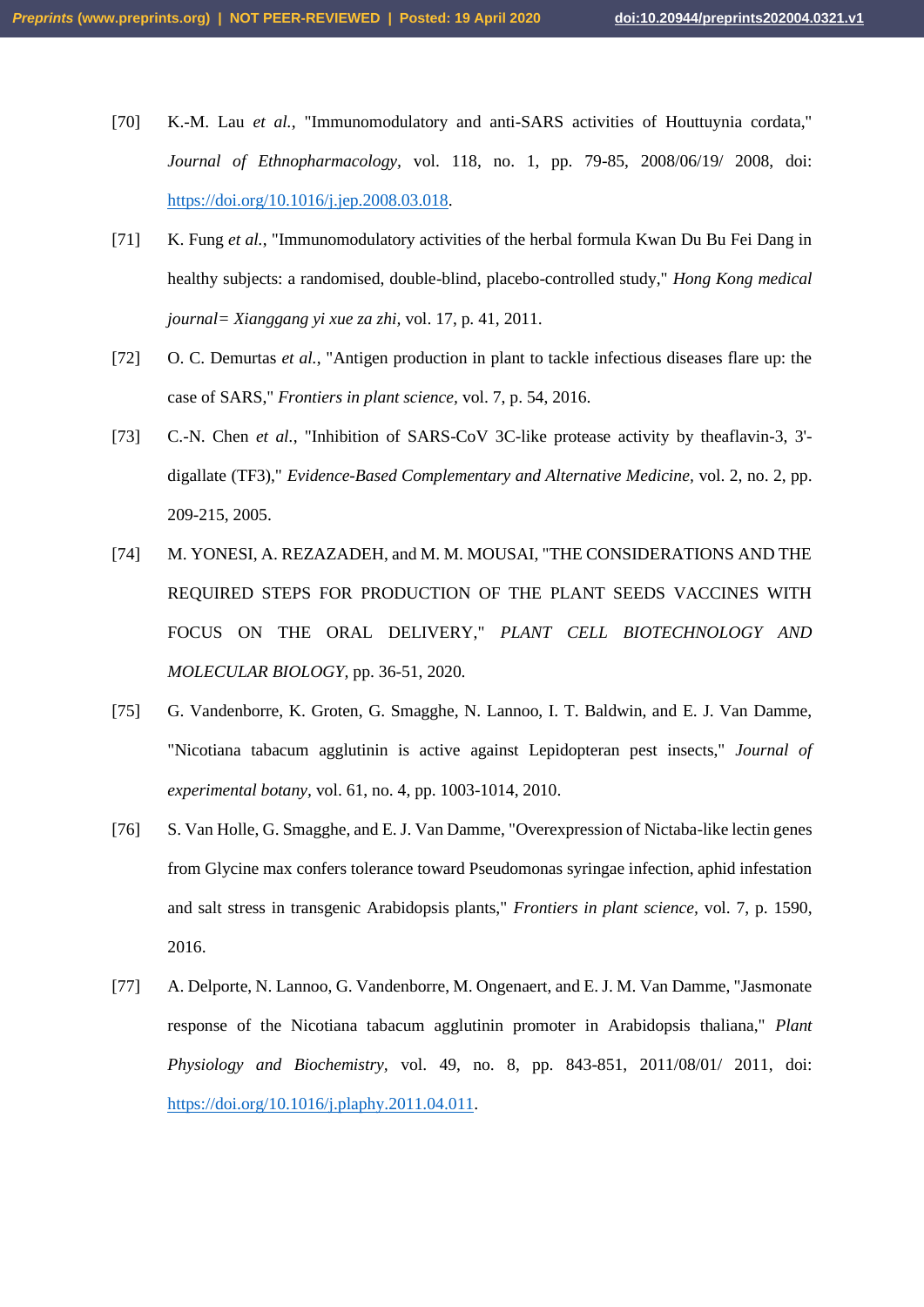[70] K.-M. Lau *et al.*, "Immunomodulatory and anti-SARS activities of Houttuynia cordata," *Journal of Ethnopharmacology,* vol. 118, no. 1, pp. 79-85, 2008/06/19/ 2008, doi: https://doi.org/10.1016/j.jep.2008.03.018.

[71] K. Fung *et al.*, "Immunomodulatory activities of the herbal formula Kwan Du Bu Fei Dang in healthy subjects: a randomised, double-blind, placebo-controlled study," *Hong Kong medical journal= Xianggang yi xue za zhi,* vol. 17, p. 41, 2011.

[72] O. C. Demurtas *et al.*, "Antigen production in plant to tackle infectious diseases flare up: the case of SARS," *Frontiers in plant science,* vol. 7, p. 54, 2016.

[73] C.-N. Chen *et al.*, "Inhibition of SARS-CoV 3C-like protease activity by theaflavin-3, 3'-digallate (TF3)," *Evidence-Based Complementary and Alternative Medicine,* vol. 2, no. 2, pp. 209-215, 2005.

[74] M. YONESI, A. REZAZADEH, and M. M. MOUSAI, "THE CONSIDERATIONS AND THE REQUIRED STEPS FOR PRODUCTION OF THE PLANT SEEDS VACCINES WITH FOCUS ON THE ORAL DELIVERY," *PLANT CELL BIOTECHNOLOGY AND MOLECULAR BIOLOGY,* pp. 36-51, 2020.

[75] G. Vandenborre, K. Groten, G. Smagghe, N. Lannoo, I. T. Baldwin, and E. J. Van Damme, "Nicotiana tabacum agglutinin is active against Lepidopteran pest insects," *Journal of experimental botany,* vol. 61, no. 4, pp. 1003-1014, 2010.

[76] S. Van Holle, G. Smagghe, and E. J. Van Damme, "Overexpression of Nictaba-like lectin genes from Glycine max confers tolerance toward Pseudomonas syringae infection, aphid infestation and salt stress in transgenic Arabidopsis plants," *Frontiers in plant science,* vol. 7, p. 1590, 2016.

[77] A. Delporte, N. Lannoo, G. Vandenborre, M. Ongenaert, and E. J. M. Van Damme, "Jasmonate response of the Nicotiana tabacum agglutinin promoter in Arabidopsis thaliana," *Plant Physiology and Biochemistry,* vol. 49, no. 8, pp. 843-851, 2011/08/01/ 2011, doi: https://doi.org/10.1016/j.plaphy.2011.04.011.